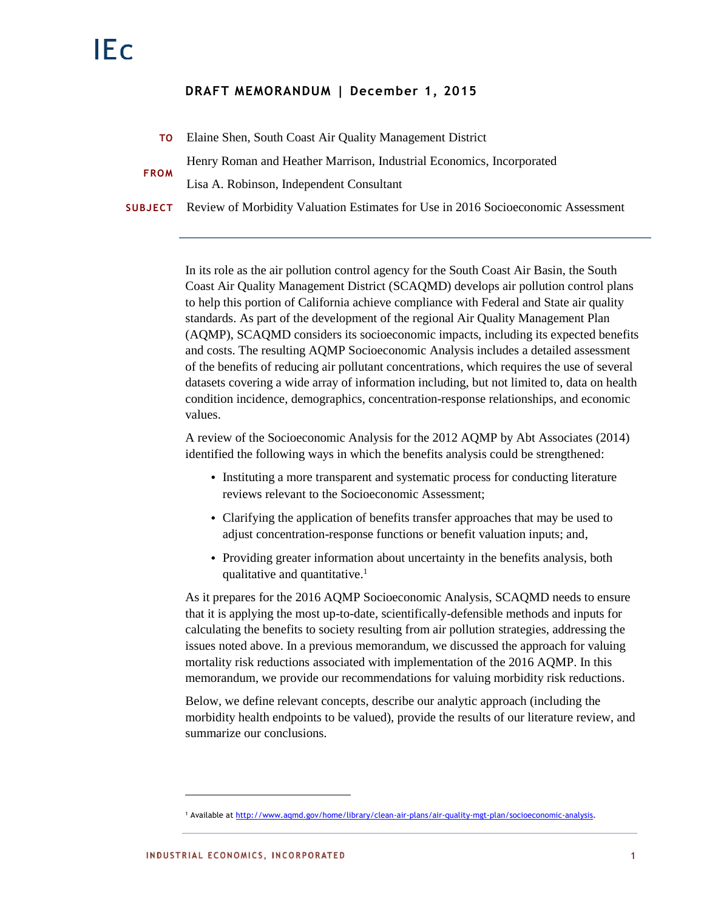IEc

**DRAFT MEMORANDUM | December 1, 2015**

**TO** Elaine Shen, South Coast Air Quality Management District

**FROM** Henry Roman and Heather Marrison, Industrial Economics, Incorporated
Lisa A. Robinson, Independent Consultant

**SUBJECT** Review of Morbidity Valuation Estimates for Use in 2016 Socioeconomic Assessment

---

In its role as the air pollution control agency for the South Coast Air Basin, the South Coast Air Quality Management District (SCAQMD) develops air pollution control plans to help this portion of California achieve compliance with Federal and State air quality standards. As part of the development of the regional Air Quality Management Plan (AQMP), SCAQMD considers its socioeconomic impacts, including its expected benefits and costs. The resulting AQMP Socioeconomic Analysis includes a detailed assessment of the benefits of reducing air pollutant concentrations, which requires the use of several datasets covering a wide array of information including, but not limited to, data on health condition incidence, demographics, concentration-response relationships, and economic values.

A review of the Socioeconomic Analysis for the 2012 AQMP by Abt Associates (2014) identified the following ways in which the benefits analysis could be strengthened:

- Instituting a more transparent and systematic process for conducting literature reviews relevant to the Socioeconomic Assessment;
- Clarifying the application of benefits transfer approaches that may be used to adjust concentration-response functions or benefit valuation inputs; and,
- Providing greater information about uncertainty in the benefits analysis, both qualitative and quantitative.[1]

As it prepares for the 2016 AQMP Socioeconomic Analysis, SCAQMD needs to ensure that it is applying the most up-to-date, scientifically-defensible methods and inputs for calculating the benefits to society resulting from air pollution strategies, addressing the issues noted above. In a previous memorandum, we discussed the approach for valuing mortality risk reductions associated with implementation of the 2016 AQMP. In this memorandum, we provide our recommendations for valuing morbidity risk reductions.

Below, we define relevant concepts, describe our analytic approach (including the morbidity health endpoints to be valued), provide the results of our literature review, and summarize our conclusions.

---

[1] Available at http://www.aqmd.gov/home/library/clean-air-plans/air-quality-mgt-plan/socioeconomic-analysis.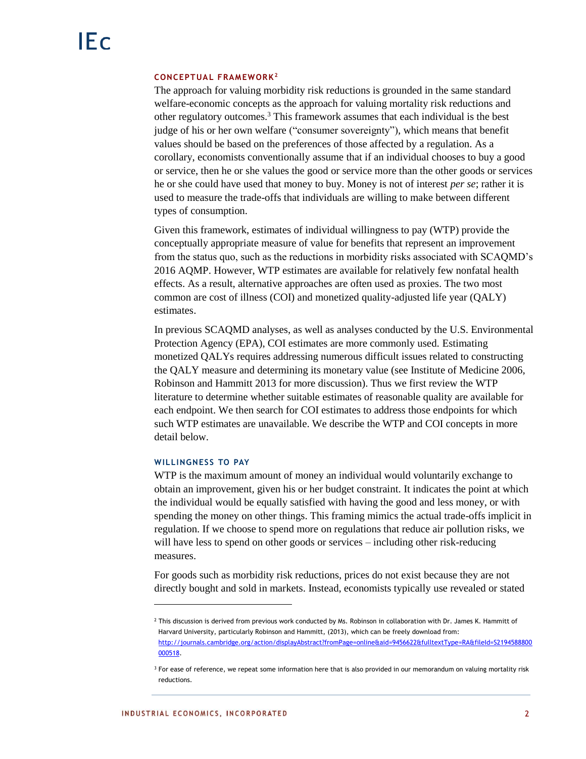### CONCEPTUAL FRAMEWORK[2]

The approach for valuing morbidity risk reductions is grounded in the same standard welfare-economic concepts as the approach for valuing mortality risk reductions and other regulatory outcomes.[3] This framework assumes that each individual is the best judge of his or her own welfare ("consumer sovereignty"), which means that benefit values should be based on the preferences of those affected by a regulation. As a corollary, economists conventionally assume that if an individual chooses to buy a good or service, then he or she values the good or service more than the other goods or services he or she could have used that money to buy. Money is not of interest *per se*; rather it is used to measure the trade-offs that individuals are willing to make between different types of consumption.

Given this framework, estimates of individual willingness to pay (WTP) provide the conceptually appropriate measure of value for benefits that represent an improvement from the status quo, such as the reductions in morbidity risks associated with SCAQMD's 2016 AQMP. However, WTP estimates are available for relatively few nonfatal health effects. As a result, alternative approaches are often used as proxies. The two most common are cost of illness (COI) and monetized quality-adjusted life year (QALY) estimates.

In previous SCAQMD analyses, as well as analyses conducted by the U.S. Environmental Protection Agency (EPA), COI estimates are more commonly used. Estimating monetized QALYs requires addressing numerous difficult issues related to constructing the QALY measure and determining its monetary value (see Institute of Medicine 2006, Robinson and Hammitt 2013 for more discussion). Thus we first review the WTP literature to determine whether suitable estimates of reasonable quality are available for each endpoint. We then search for COI estimates to address those endpoints for which such WTP estimates are unavailable. We describe the WTP and COI concepts in more detail below.

#### WILLINGNESS TO PAY

WTP is the maximum amount of money an individual would voluntarily exchange to obtain an improvement, given his or her budget constraint. It indicates the point at which the individual would be equally satisfied with having the good and less money, or with spending the money on other things. This framing mimics the actual trade-offs implicit in regulation. If we choose to spend more on regulations that reduce air pollution risks, we will have less to spend on other goods or services – including other risk-reducing measures.

For goods such as morbidity risk reductions, prices do not exist because they are not directly bought and sold in markets. Instead, economists typically use revealed or stated

---

[2] This discussion is derived from previous work conducted by Ms. Robinson in collaboration with Dr. James K. Hammitt of Harvard University, particularly Robinson and Hammitt, (2013), which can be freely download from: http://journals.cambridge.org/action/displayAbstract?fromPage=online&aid=9456622&fulltextType=RA&fileId=S2194588800000518.

[3] For ease of reference, we repeat some information here that is also provided in our memorandum on valuing mortality risk reductions.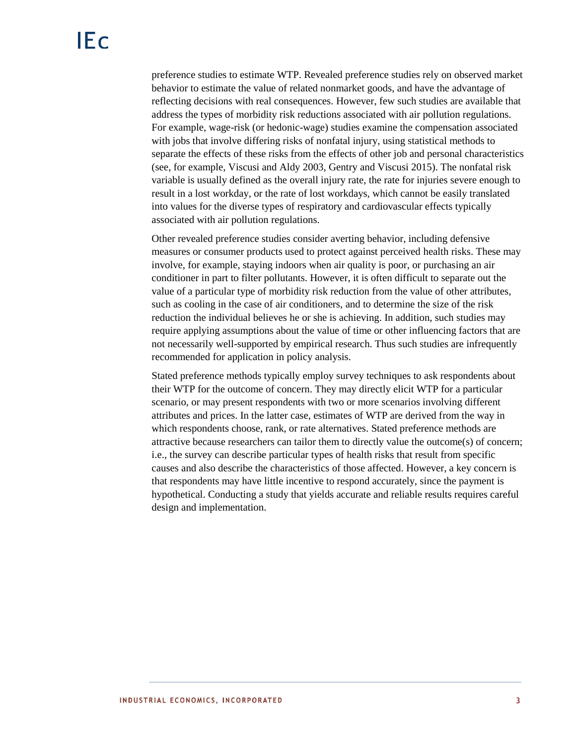preference studies to estimate WTP. Revealed preference studies rely on observed market behavior to estimate the value of related nonmarket goods, and have the advantage of reflecting decisions with real consequences. However, few such studies are available that address the types of morbidity risk reductions associated with air pollution regulations. For example, wage-risk (or hedonic-wage) studies examine the compensation associated with jobs that involve differing risks of nonfatal injury, using statistical methods to separate the effects of these risks from the effects of other job and personal characteristics (see, for example, Viscusi and Aldy 2003, Gentry and Viscusi 2015). The nonfatal risk variable is usually defined as the overall injury rate, the rate for injuries severe enough to result in a lost workday, or the rate of lost workdays, which cannot be easily translated into values for the diverse types of respiratory and cardiovascular effects typically associated with air pollution regulations.

Other revealed preference studies consider averting behavior, including defensive measures or consumer products used to protect against perceived health risks. These may involve, for example, staying indoors when air quality is poor, or purchasing an air conditioner in part to filter pollutants. However, it is often difficult to separate out the value of a particular type of morbidity risk reduction from the value of other attributes, such as cooling in the case of air conditioners, and to determine the size of the risk reduction the individual believes he or she is achieving. In addition, such studies may require applying assumptions about the value of time or other influencing factors that are not necessarily well-supported by empirical research. Thus such studies are infrequently recommended for application in policy analysis.

Stated preference methods typically employ survey techniques to ask respondents about their WTP for the outcome of concern. They may directly elicit WTP for a particular scenario, or may present respondents with two or more scenarios involving different attributes and prices. In the latter case, estimates of WTP are derived from the way in which respondents choose, rank, or rate alternatives. Stated preference methods are attractive because researchers can tailor them to directly value the outcome(s) of concern; i.e., the survey can describe particular types of health risks that result from specific causes and also describe the characteristics of those affected. However, a key concern is that respondents may have little incentive to respond accurately, since the payment is hypothetical. Conducting a study that yields accurate and reliable results requires careful design and implementation.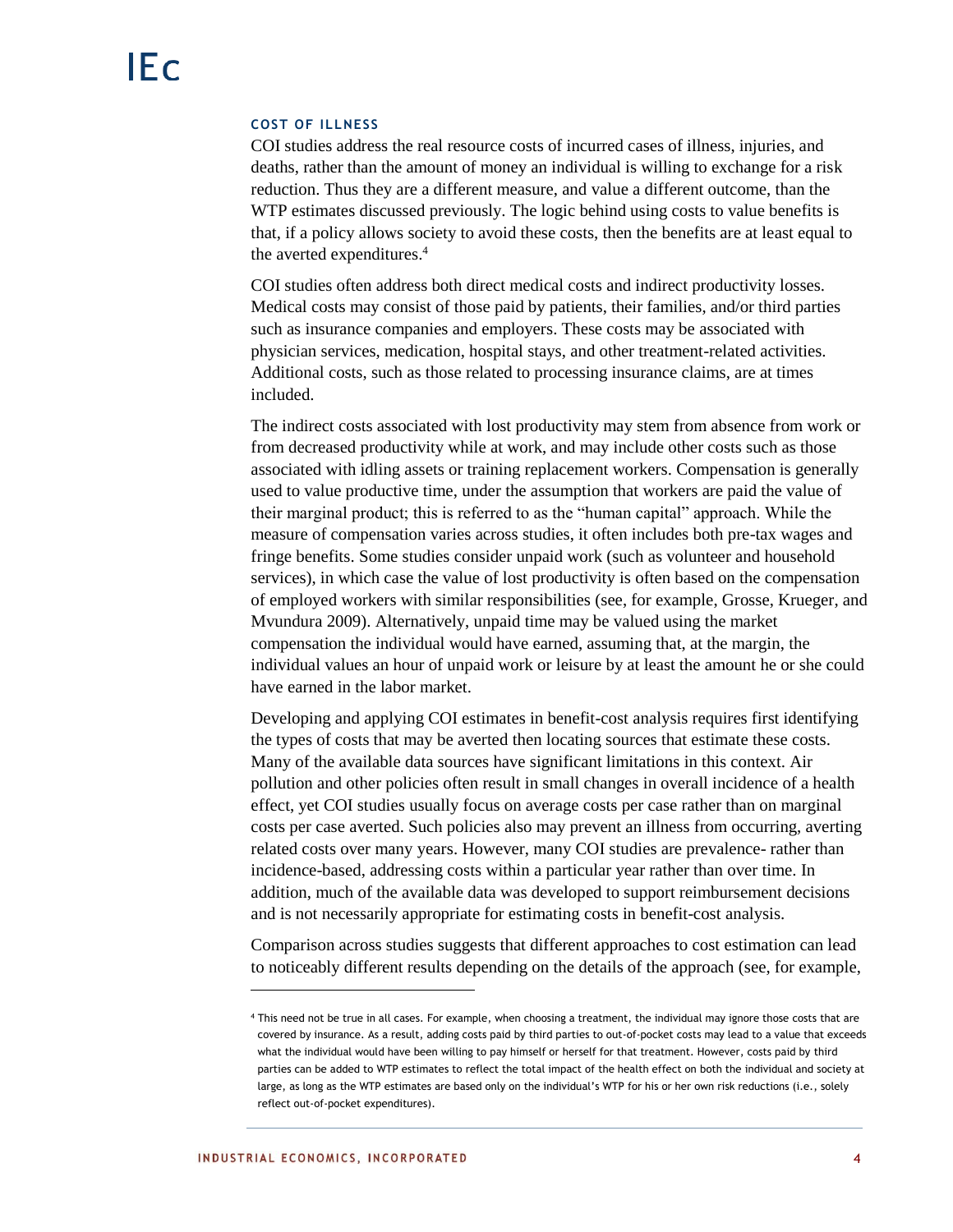#### COST OF ILLNESS

COI studies address the real resource costs of incurred cases of illness, injuries, and deaths, rather than the amount of money an individual is willing to exchange for a risk reduction. Thus they are a different measure, and value a different outcome, than the WTP estimates discussed previously. The logic behind using costs to value benefits is that, if a policy allows society to avoid these costs, then the benefits are at least equal to the averted expenditures.[4]

COI studies often address both direct medical costs and indirect productivity losses. Medical costs may consist of those paid by patients, their families, and/or third parties such as insurance companies and employers. These costs may be associated with physician services, medication, hospital stays, and other treatment-related activities. Additional costs, such as those related to processing insurance claims, are at times included.

The indirect costs associated with lost productivity may stem from absence from work or from decreased productivity while at work, and may include other costs such as those associated with idling assets or training replacement workers. Compensation is generally used to value productive time, under the assumption that workers are paid the value of their marginal product; this is referred to as the "human capital" approach. While the measure of compensation varies across studies, it often includes both pre-tax wages and fringe benefits. Some studies consider unpaid work (such as volunteer and household services), in which case the value of lost productivity is often based on the compensation of employed workers with similar responsibilities (see, for example, Grosse, Krueger, and Mvundura 2009). Alternatively, unpaid time may be valued using the market compensation the individual would have earned, assuming that, at the margin, the individual values an hour of unpaid work or leisure by at least the amount he or she could have earned in the labor market.

Developing and applying COI estimates in benefit-cost analysis requires first identifying the types of costs that may be averted then locating sources that estimate these costs. Many of the available data sources have significant limitations in this context. Air pollution and other policies often result in small changes in overall incidence of a health effect, yet COI studies usually focus on average costs per case rather than on marginal costs per case averted. Such policies also may prevent an illness from occurring, averting related costs over many years. However, many COI studies are prevalence- rather than incidence-based, addressing costs within a particular year rather than over time. In addition, much of the available data was developed to support reimbursement decisions and is not necessarily appropriate for estimating costs in benefit-cost analysis.

Comparison across studies suggests that different approaches to cost estimation can lead to noticeably different results depending on the details of the approach (see, for example,

---

[4] This need not be true in all cases. For example, when choosing a treatment, the individual may ignore those costs that are covered by insurance. As a result, adding costs paid by third parties to out-of-pocket costs may lead to a value that exceeds what the individual would have been willing to pay himself or herself for that treatment. However, costs paid by third parties can be added to WTP estimates to reflect the total impact of the health effect on both the individual and society at large, as long as the WTP estimates are based only on the individual's WTP for his or her own risk reductions (i.e., solely reflect out-of-pocket expenditures).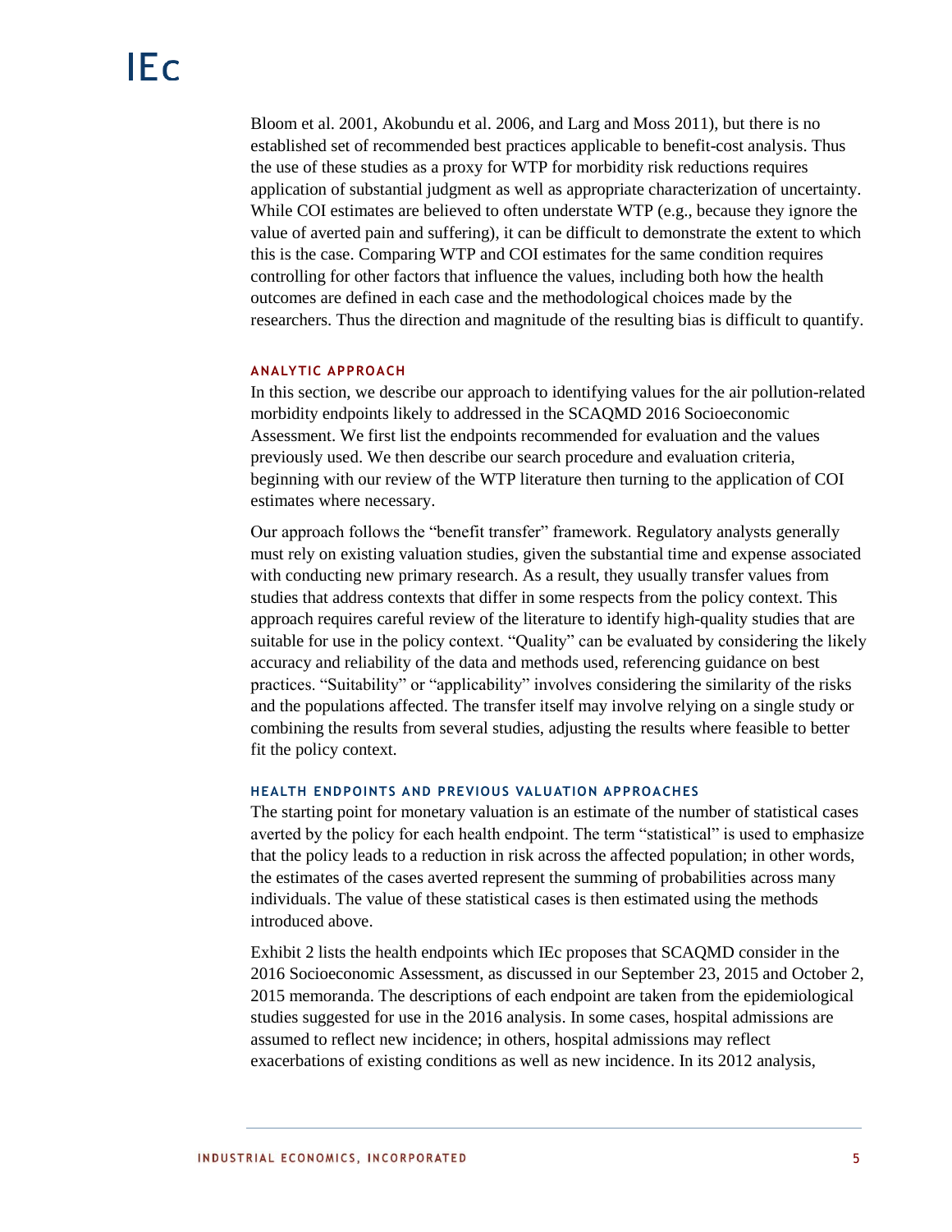Bloom et al. 2001, Akobundu et al. 2006, and Larg and Moss 2011), but there is no established set of recommended best practices applicable to benefit-cost analysis. Thus the use of these studies as a proxy for WTP for morbidity risk reductions requires application of substantial judgment as well as appropriate characterization of uncertainty. While COI estimates are believed to often understate WTP (e.g., because they ignore the value of averted pain and suffering), it can be difficult to demonstrate the extent to which this is the case. Comparing WTP and COI estimates for the same condition requires controlling for other factors that influence the values, including both how the health outcomes are defined in each case and the methodological choices made by the researchers. Thus the direction and magnitude of the resulting bias is difficult to quantify.

## ANALYTIC APPROACH

In this section, we describe our approach to identifying values for the air pollution-related morbidity endpoints likely to addressed in the SCAQMD 2016 Socioeconomic Assessment. We first list the endpoints recommended for evaluation and the values previously used. We then describe our search procedure and evaluation criteria, beginning with our review of the WTP literature then turning to the application of COI estimates where necessary.

Our approach follows the "benefit transfer" framework. Regulatory analysts generally must rely on existing valuation studies, given the substantial time and expense associated with conducting new primary research. As a result, they usually transfer values from studies that address contexts that differ in some respects from the policy context. This approach requires careful review of the literature to identify high-quality studies that are suitable for use in the policy context. "Quality" can be evaluated by considering the likely accuracy and reliability of the data and methods used, referencing guidance on best practices. "Suitability" or "applicability" involves considering the similarity of the risks and the populations affected. The transfer itself may involve relying on a single study or combining the results from several studies, adjusting the results where feasible to better fit the policy context.

### HEALTH ENDPOINTS AND PREVIOUS VALUATION APPROACHES

The starting point for monetary valuation is an estimate of the number of statistical cases averted by the policy for each health endpoint. The term "statistical" is used to emphasize that the policy leads to a reduction in risk across the affected population; in other words, the estimates of the cases averted represent the summing of probabilities across many individuals. The value of these statistical cases is then estimated using the methods introduced above.

Exhibit 2 lists the health endpoints which IEc proposes that SCAQMD consider in the 2016 Socioeconomic Assessment, as discussed in our September 23, 2015 and October 2, 2015 memoranda. The descriptions of each endpoint are taken from the epidemiological studies suggested for use in the 2016 analysis. In some cases, hospital admissions are assumed to reflect new incidence; in others, hospital admissions may reflect exacerbations of existing conditions as well as new incidence. In its 2012 analysis,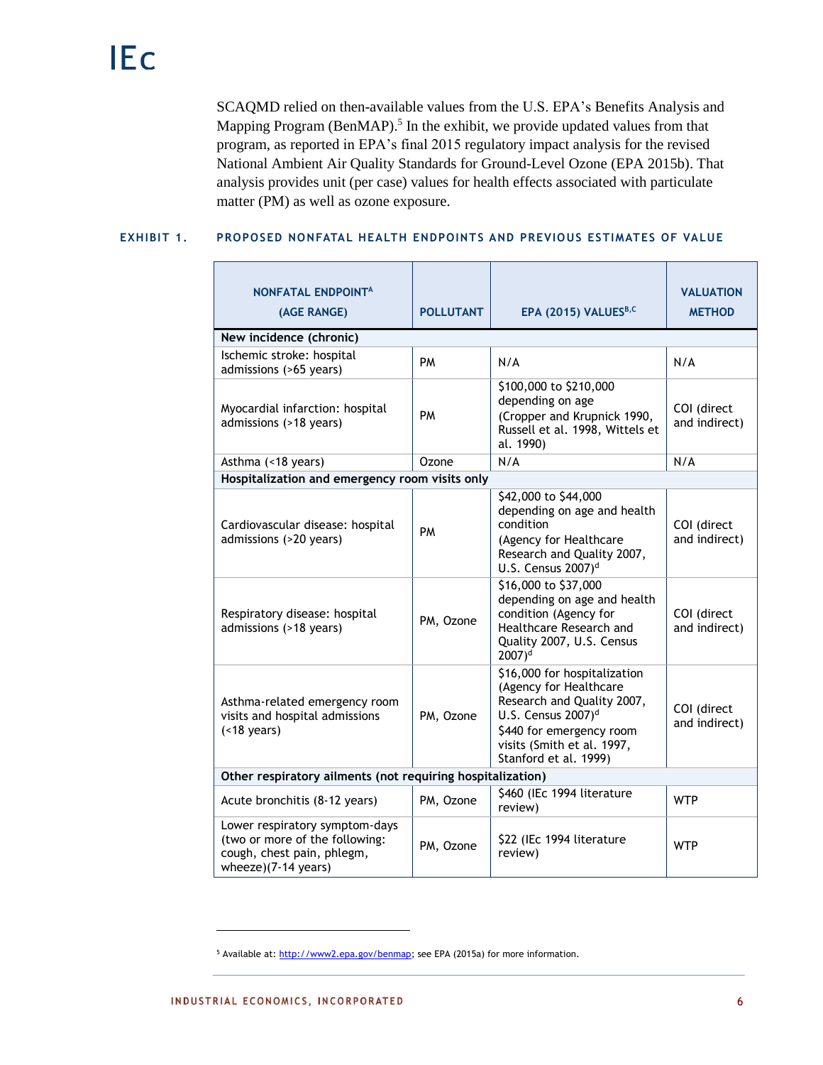SCAQMD relied on then-available values from the U.S. EPA's Benefits Analysis and Mapping Program (BenMAP).[5] In the exhibit, we provide updated values from that program, as reported in EPA's final 2015 regulatory impact analysis for the revised National Ambient Air Quality Standards for Ground-Level Ozone (EPA 2015b). That analysis provides unit (per case) values for health effects associated with particulate matter (PM) as well as ozone exposure.

**EXHIBIT 1. PROPOSED NONFATAL HEALTH ENDPOINTS AND PREVIOUS ESTIMATES OF VALUE**

| NONFATAL ENDPOINT[A] (AGE RANGE) | POLLUTANT | EPA (2015) VALUES[B,C] | VALUATION METHOD |
|---|---|---|---|
| **New incidence (chronic)** | | | |
| Ischemic stroke: hospital admissions (>65 years) | PM | N/A | N/A |
| Myocardial infarction: hospital admissions (>18 years) | PM | $100,000 to $210,000 depending on age (Cropper and Krupnick 1990, Russell et al. 1998, Wittels et al. 1990) | COI (direct and indirect) |
| Asthma (<18 years) | Ozone | N/A | N/A |
| **Hospitalization and emergency room visits only** | | | |
| Cardiovascular disease: hospital admissions (>20 years) | PM | $42,000 to $44,000 depending on age and health condition (Agency for Healthcare Research and Quality 2007, U.S. Census 2007)[d] | COI (direct and indirect) |
| Respiratory disease: hospital admissions (>18 years) | PM, Ozone | $16,000 to $37,000 depending on age and health condition (Agency for Healthcare Research and Quality 2007, U.S. Census 2007)[d] | COI (direct and indirect) |
| Asthma-related emergency room visits and hospital admissions (<18 years) | PM, Ozone | $16,000 for hospitalization (Agency for Healthcare Research and Quality 2007, U.S. Census 2007)[d] $440 for emergency room visits (Smith et al. 1997, Stanford et al. 1999) | COI (direct and indirect) |
| **Other respiratory ailments (not requiring hospitalization)** | | | |
| Acute bronchitis (8-12 years) | PM, Ozone | $460 (IEc 1994 literature review) | WTP |
| Lower respiratory symptom-days (two or more of the following: cough, chest pain, phlegm, wheeze)(7-14 years) | PM, Ozone | $22 (IEc 1994 literature review) | WTP |

[5] Available at: http://www2.epa.gov/benmap; see EPA (2015a) for more information.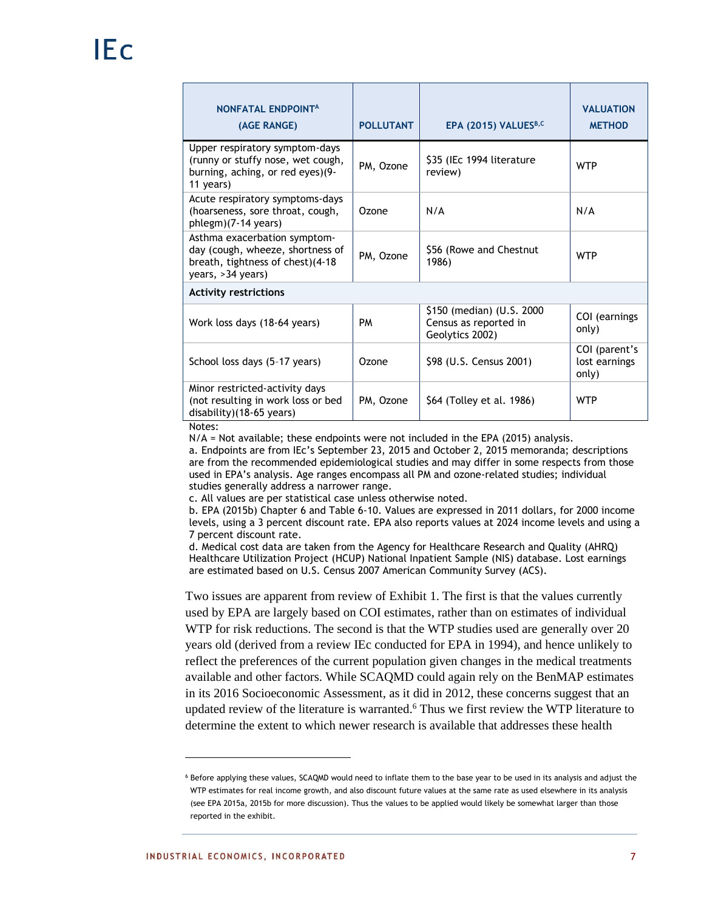| NONFATAL ENDPOINT[A] (AGE RANGE) | POLLUTANT | EPA (2015) VALUES[B,C] | VALUATION METHOD |
|---|---|---|---|
| Upper respiratory symptom-days (runny or stuffy nose, wet cough, burning, aching, or red eyes)(9-11 years) | PM, Ozone | $35 (IEc 1994 literature review) | WTP |
| Acute respiratory symptoms-days (hoarseness, sore throat, cough, phlegm)(7-14 years) | Ozone | N/A | N/A |
| Asthma exacerbation symptom-day (cough, wheeze, shortness of breath, tightness of chest)(4-18 years, >34 years) | PM, Ozone | $56 (Rowe and Chestnut 1986) | WTP |
| **Activity restrictions** | | | |
| Work loss days (18-64 years) | PM | $150 (median) (U.S. 2000 Census as reported in Geolytics 2002) | COI (earnings only) |
| School loss days (5–17 years) | Ozone | $98 (U.S. Census 2001) | COI (parent's lost earnings only) |
| Minor restricted-activity days (not resulting in work loss or bed disability)(18-65 years) | PM, Ozone | $64 (Tolley et al. 1986) | WTP |

Notes:
N/A = Not available; these endpoints were not included in the EPA (2015) analysis.
a. Endpoints are from IEc's September 23, 2015 and October 2, 2015 memoranda; descriptions are from the recommended epidemiological studies and may differ in some respects from those used in EPA's analysis. Age ranges encompass all PM and ozone-related studies; individual studies generally address a narrower range.
c. All values are per statistical case unless otherwise noted.
b. EPA (2015b) Chapter 6 and Table 6-10. Values are expressed in 2011 dollars, for 2000 income levels, using a 3 percent discount rate. EPA also reports values at 2024 income levels and using a 7 percent discount rate.
d. Medical cost data are taken from the Agency for Healthcare Research and Quality (AHRQ) Healthcare Utilization Project (HCUP) National Inpatient Sample (NIS) database. Lost earnings are estimated based on U.S. Census 2007 American Community Survey (ACS).

Two issues are apparent from review of Exhibit 1. The first is that the values currently used by EPA are largely based on COI estimates, rather than on estimates of individual WTP for risk reductions. The second is that the WTP studies used are generally over 20 years old (derived from a review IEc conducted for EPA in 1994), and hence unlikely to reflect the preferences of the current population given changes in the medical treatments available and other factors. While SCAQMD could again rely on the BenMAP estimates in its 2016 Socioeconomic Assessment, as it did in 2012, these concerns suggest that an updated review of the literature is warranted.[6] Thus we first review the WTP literature to determine the extent to which newer research is available that addresses these health

[6] Before applying these values, SCAQMD would need to inflate them to the base year to be used in its analysis and adjust the WTP estimates for real income growth, and also discount future values at the same rate as used elsewhere in its analysis (see EPA 2015a, 2015b for more discussion). Thus the values to be applied would likely be somewhat larger than those reported in the exhibit.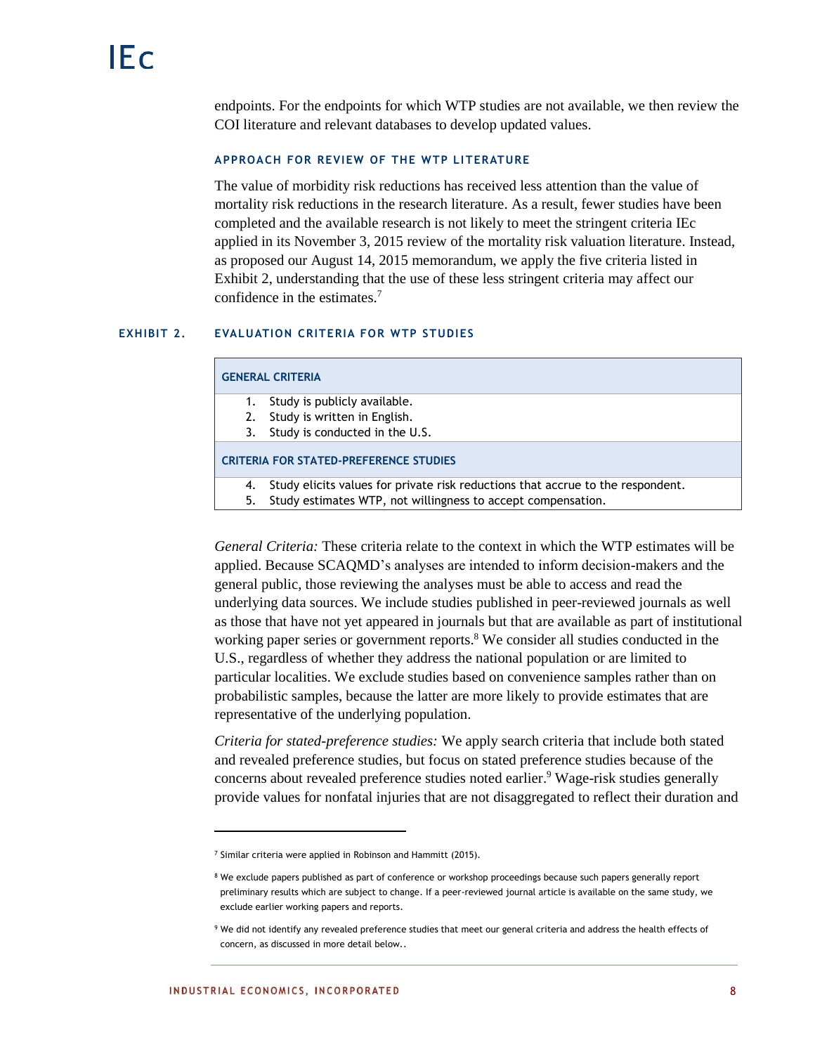endpoints. For the endpoints for which WTP studies are not available, we then review the COI literature and relevant databases to develop updated values.

### APPROACH FOR REVIEW OF THE WTP LITERATURE

The value of morbidity risk reductions has received less attention than the value of mortality risk reductions in the research literature. As a result, fewer studies have been completed and the available research is not likely to meet the stringent criteria IEc applied in its November 3, 2015 review of the mortality risk valuation literature. Instead, as proposed our August 14, 2015 memorandum, we apply the five criteria listed in Exhibit 2, understanding that the use of these less stringent criteria may affect our confidence in the estimates.[7]

**EXHIBIT 2. EVALUATION CRITERIA FOR WTP STUDIES**

| GENERAL CRITERIA |
|---|
| 1. Study is publicly available.<br>2. Study is written in English.<br>3. Study is conducted in the U.S. |
| **CRITERIA FOR STATED-PREFERENCE STUDIES** |
| 4. Study elicits values for private risk reductions that accrue to the respondent.<br>5. Study estimates WTP, not willingness to accept compensation. |

*General Criteria:* These criteria relate to the context in which the WTP estimates will be applied. Because SCAQMD's analyses are intended to inform decision-makers and the general public, those reviewing the analyses must be able to access and read the underlying data sources. We include studies published in peer-reviewed journals as well as those that have not yet appeared in journals but that are available as part of institutional working paper series or government reports.[8] We consider all studies conducted in the U.S., regardless of whether they address the national population or are limited to particular localities. We exclude studies based on convenience samples rather than on probabilistic samples, because the latter are more likely to provide estimates that are representative of the underlying population.

*Criteria for stated-preference studies:* We apply search criteria that include both stated and revealed preference studies, but focus on stated preference studies because of the concerns about revealed preference studies noted earlier.[9] Wage-risk studies generally provide values for nonfatal injuries that are not disaggregated to reflect their duration and

---

[7] Similar criteria were applied in Robinson and Hammitt (2015).

[8] We exclude papers published as part of conference or workshop proceedings because such papers generally report preliminary results which are subject to change. If a peer-reviewed journal article is available on the same study, we exclude earlier working papers and reports.

[9] We did not identify any revealed preference studies that meet our general criteria and address the health effects of concern, as discussed in more detail below..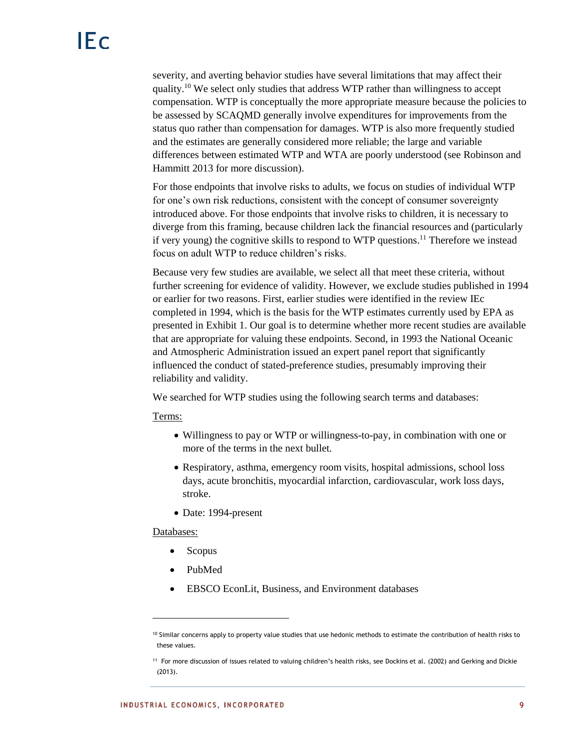severity, and averting behavior studies have several limitations that may affect their quality.[10] We select only studies that address WTP rather than willingness to accept compensation. WTP is conceptually the more appropriate measure because the policies to be assessed by SCAQMD generally involve expenditures for improvements from the status quo rather than compensation for damages. WTP is also more frequently studied and the estimates are generally considered more reliable; the large and variable differences between estimated WTP and WTA are poorly understood (see Robinson and Hammitt 2013 for more discussion).

For those endpoints that involve risks to adults, we focus on studies of individual WTP for one's own risk reductions, consistent with the concept of consumer sovereignty introduced above. For those endpoints that involve risks to children, it is necessary to diverge from this framing, because children lack the financial resources and (particularly if very young) the cognitive skills to respond to WTP questions.[11] Therefore we instead focus on adult WTP to reduce children's risks.

Because very few studies are available, we select all that meet these criteria, without further screening for evidence of validity. However, we exclude studies published in 1994 or earlier for two reasons. First, earlier studies were identified in the review IEc completed in 1994, which is the basis for the WTP estimates currently used by EPA as presented in Exhibit 1. Our goal is to determine whether more recent studies are available that are appropriate for valuing these endpoints. Second, in 1993 the National Oceanic and Atmospheric Administration issued an expert panel report that significantly influenced the conduct of stated-preference studies, presumably improving their reliability and validity.

We searched for WTP studies using the following search terms and databases:

Terms:

- Willingness to pay or WTP or willingness-to-pay, in combination with one or more of the terms in the next bullet.
- Respiratory, asthma, emergency room visits, hospital admissions, school loss days, acute bronchitis, myocardial infarction, cardiovascular, work loss days, stroke.
- Date: 1994-present

Databases:

- Scopus
- PubMed
- EBSCO EconLit, Business, and Environment databases

---

[10] Similar concerns apply to property value studies that use hedonic methods to estimate the contribution of health risks to these values.

[11] For more discussion of issues related to valuing children's health risks, see Dockins et al. (2002) and Gerking and Dickie (2013).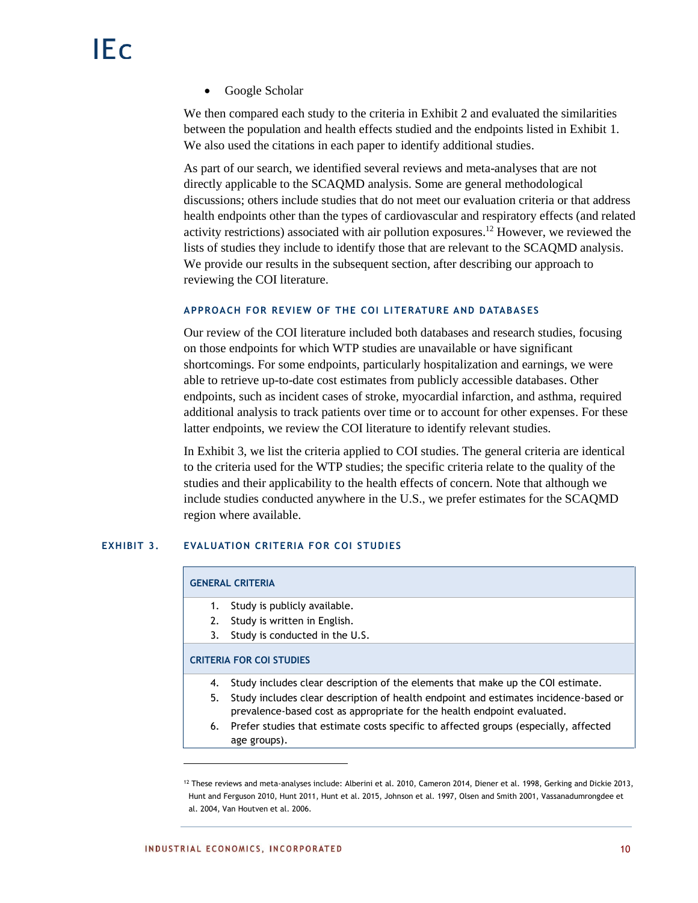- Google Scholar

We then compared each study to the criteria in Exhibit 2 and evaluated the similarities between the population and health effects studied and the endpoints listed in Exhibit 1. We also used the citations in each paper to identify additional studies.

As part of our search, we identified several reviews and meta-analyses that are not directly applicable to the SCAQMD analysis. Some are general methodological discussions; others include studies that do not meet our evaluation criteria or that address health endpoints other than the types of cardiovascular and respiratory effects (and related activity restrictions) associated with air pollution exposures.[12] However, we reviewed the lists of studies they include to identify those that are relevant to the SCAQMD analysis. We provide our results in the subsequent section, after describing our approach to reviewing the COI literature.

### APPROACH FOR REVIEW OF THE COI LITERATURE AND DATABASES

Our review of the COI literature included both databases and research studies, focusing on those endpoints for which WTP studies are unavailable or have significant shortcomings. For some endpoints, particularly hospitalization and earnings, we were able to retrieve up-to-date cost estimates from publicly accessible databases. Other endpoints, such as incident cases of stroke, myocardial infarction, and asthma, required additional analysis to track patients over time or to account for other expenses. For these latter endpoints, we review the COI literature to identify relevant studies.

In Exhibit 3, we list the criteria applied to COI studies. The general criteria are identical to the criteria used for the WTP studies; the specific criteria relate to the quality of the studies and their applicability to the health effects of concern. Note that although we include studies conducted anywhere in the U.S., we prefer estimates for the SCAQMD region where available.

**EXHIBIT 3. EVALUATION CRITERIA FOR COI STUDIES**

| GENERAL CRITERIA |
|---|
| 1. Study is publicly available.<br>2. Study is written in English.<br>3. Study is conducted in the U.S. |
| **CRITERIA FOR COI STUDIES** |
| 4. Study includes clear description of the elements that make up the COI estimate.<br>5. Study includes clear description of health endpoint and estimates incidence-based or prevalence-based cost as appropriate for the health endpoint evaluated.<br>6. Prefer studies that estimate costs specific to affected groups (especially, affected age groups). |

[12] These reviews and meta-analyses include: Alberini et al. 2010, Cameron 2014, Diener et al. 1998, Gerking and Dickie 2013, Hunt and Ferguson 2010, Hunt 2011, Hunt et al. 2015, Johnson et al. 1997, Olsen and Smith 2001, Vassanadumrongdee et al. 2004, Van Houtven et al. 2006.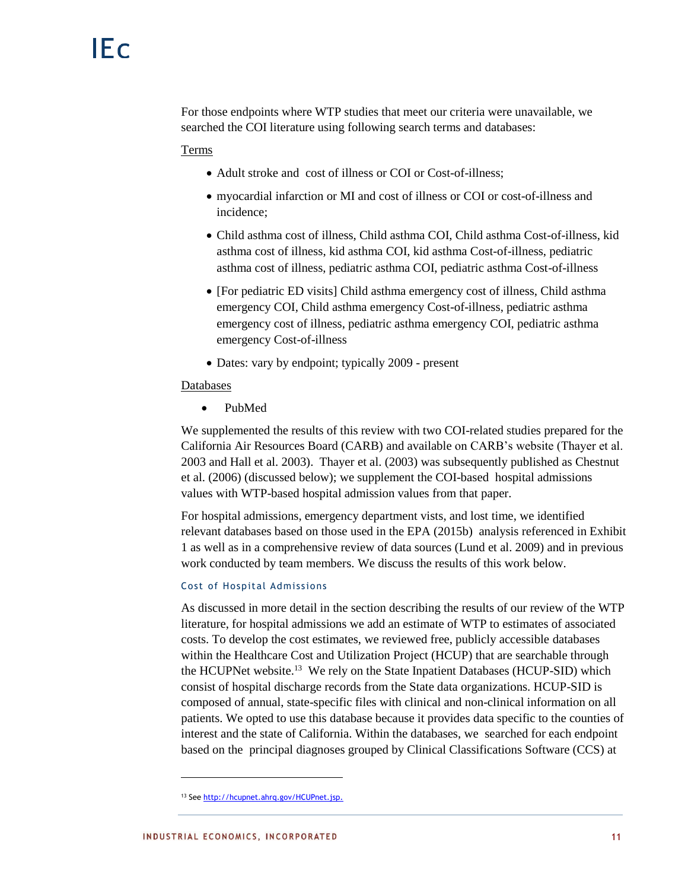For those endpoints where WTP studies that meet our criteria were unavailable, we searched the COI literature using following search terms and databases:

Terms

- Adult stroke and cost of illness or COI or Cost-of-illness;
- myocardial infarction or MI and cost of illness or COI or cost-of-illness and incidence;
- Child asthma cost of illness, Child asthma COI, Child asthma Cost-of-illness, kid asthma cost of illness, kid asthma COI, kid asthma Cost-of-illness, pediatric asthma cost of illness, pediatric asthma COI, pediatric asthma Cost-of-illness
- [For pediatric ED visits] Child asthma emergency cost of illness, Child asthma emergency COI, Child asthma emergency Cost-of-illness, pediatric asthma emergency cost of illness, pediatric asthma emergency COI, pediatric asthma emergency Cost-of-illness
- Dates: vary by endpoint; typically 2009 - present

Databases

- PubMed

We supplemented the results of this review with two COI-related studies prepared for the California Air Resources Board (CARB) and available on CARB's website (Thayer et al. 2003 and Hall et al. 2003). Thayer et al. (2003) was subsequently published as Chestnut et al. (2006) (discussed below); we supplement the COI-based hospital admissions values with WTP-based hospital admission values from that paper.

For hospital admissions, emergency department vists, and lost time, we identified relevant databases based on those used in the EPA (2015b) analysis referenced in Exhibit 1 as well as in a comprehensive review of data sources (Lund et al. 2009) and in previous work conducted by team members. We discuss the results of this work below.

### Cost of Hospital Admissions

As discussed in more detail in the section describing the results of our review of the WTP literature, for hospital admissions we add an estimate of WTP to estimates of associated costs. To develop the cost estimates, we reviewed free, publicly accessible databases within the Healthcare Cost and Utilization Project (HCUP) that are searchable through the HCUPNet website.[13] We rely on the State Inpatient Databases (HCUP-SID) which consist of hospital discharge records from the State data organizations. HCUP-SID is composed of annual, state-specific files with clinical and non-clinical information on all patients. We opted to use this database because it provides data specific to the counties of interest and the state of California. Within the databases, we searched for each endpoint based on the principal diagnoses grouped by Clinical Classifications Software (CCS) at

[13] See http://hcupnet.ahrq.gov/HCUPnet.jsp.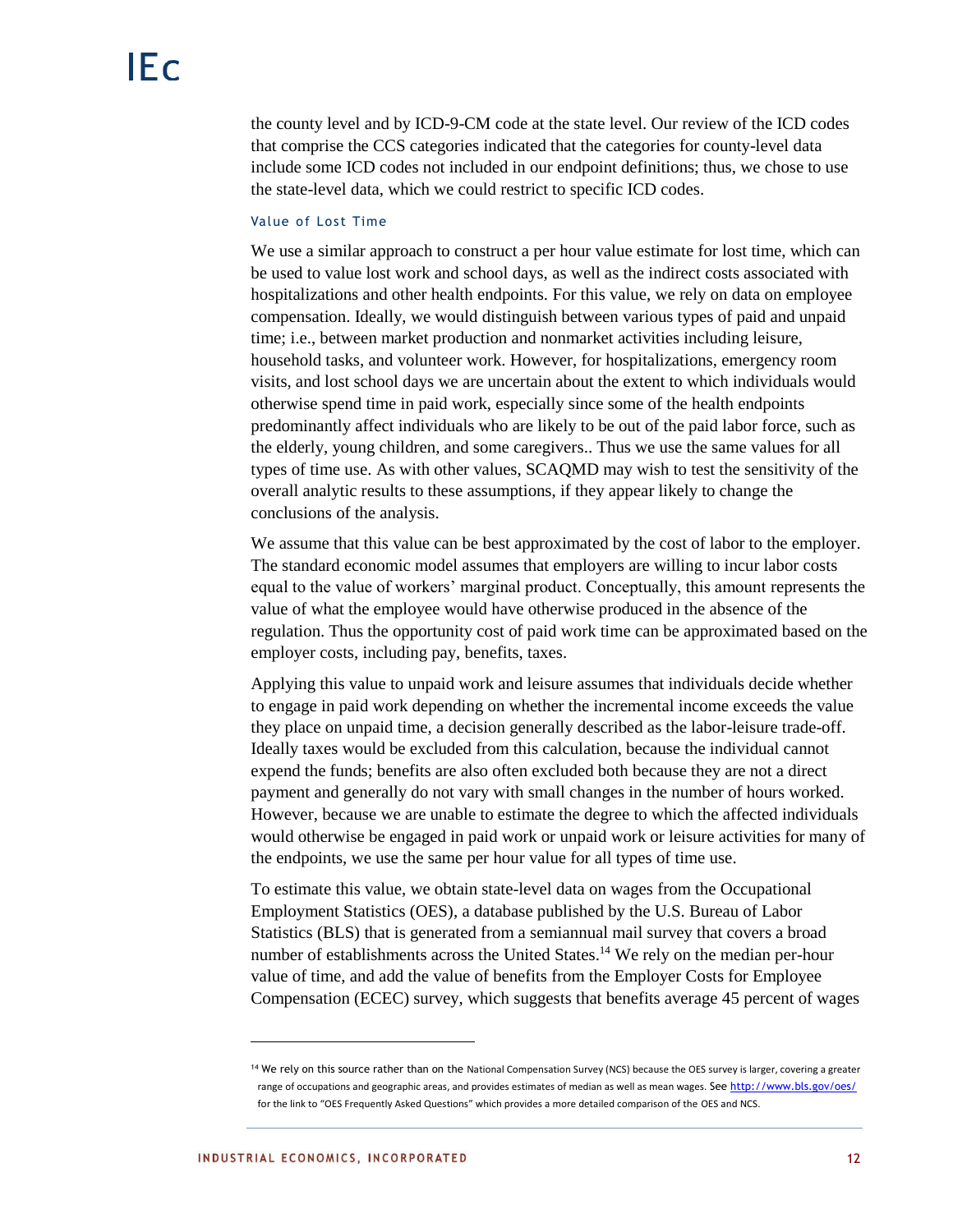the county level and by ICD-9-CM code at the state level. Our review of the ICD codes that comprise the CCS categories indicated that the categories for county-level data include some ICD codes not included in our endpoint definitions; thus, we chose to use the state-level data, which we could restrict to specific ICD codes.

#### Value of Lost Time

We use a similar approach to construct a per hour value estimate for lost time, which can be used to value lost work and school days, as well as the indirect costs associated with hospitalizations and other health endpoints. For this value, we rely on data on employee compensation. Ideally, we would distinguish between various types of paid and unpaid time; i.e., between market production and nonmarket activities including leisure, household tasks, and volunteer work. However, for hospitalizations, emergency room visits, and lost school days we are uncertain about the extent to which individuals would otherwise spend time in paid work, especially since some of the health endpoints predominantly affect individuals who are likely to be out of the paid labor force, such as the elderly, young children, and some caregivers.. Thus we use the same values for all types of time use. As with other values, SCAQMD may wish to test the sensitivity of the overall analytic results to these assumptions, if they appear likely to change the conclusions of the analysis.

We assume that this value can be best approximated by the cost of labor to the employer. The standard economic model assumes that employers are willing to incur labor costs equal to the value of workers' marginal product. Conceptually, this amount represents the value of what the employee would have otherwise produced in the absence of the regulation. Thus the opportunity cost of paid work time can be approximated based on the employer costs, including pay, benefits, taxes.

Applying this value to unpaid work and leisure assumes that individuals decide whether to engage in paid work depending on whether the incremental income exceeds the value they place on unpaid time, a decision generally described as the labor-leisure trade-off. Ideally taxes would be excluded from this calculation, because the individual cannot expend the funds; benefits are also often excluded both because they are not a direct payment and generally do not vary with small changes in the number of hours worked. However, because we are unable to estimate the degree to which the affected individuals would otherwise be engaged in paid work or unpaid work or leisure activities for many of the endpoints, we use the same per hour value for all types of time use.

To estimate this value, we obtain state-level data on wages from the Occupational Employment Statistics (OES), a database published by the U.S. Bureau of Labor Statistics (BLS) that is generated from a semiannual mail survey that covers a broad number of establishments across the United States.[14] We rely on the median per-hour value of time, and add the value of benefits from the Employer Costs for Employee Compensation (ECEC) survey, which suggests that benefits average 45 percent of wages

---

[14] We rely on this source rather than on the National Compensation Survey (NCS) because the OES survey is larger, covering a greater range of occupations and geographic areas, and provides estimates of median as well as mean wages. See http://www.bls.gov/oes/ for the link to "OES Frequently Asked Questions" which provides a more detailed comparison of the OES and NCS.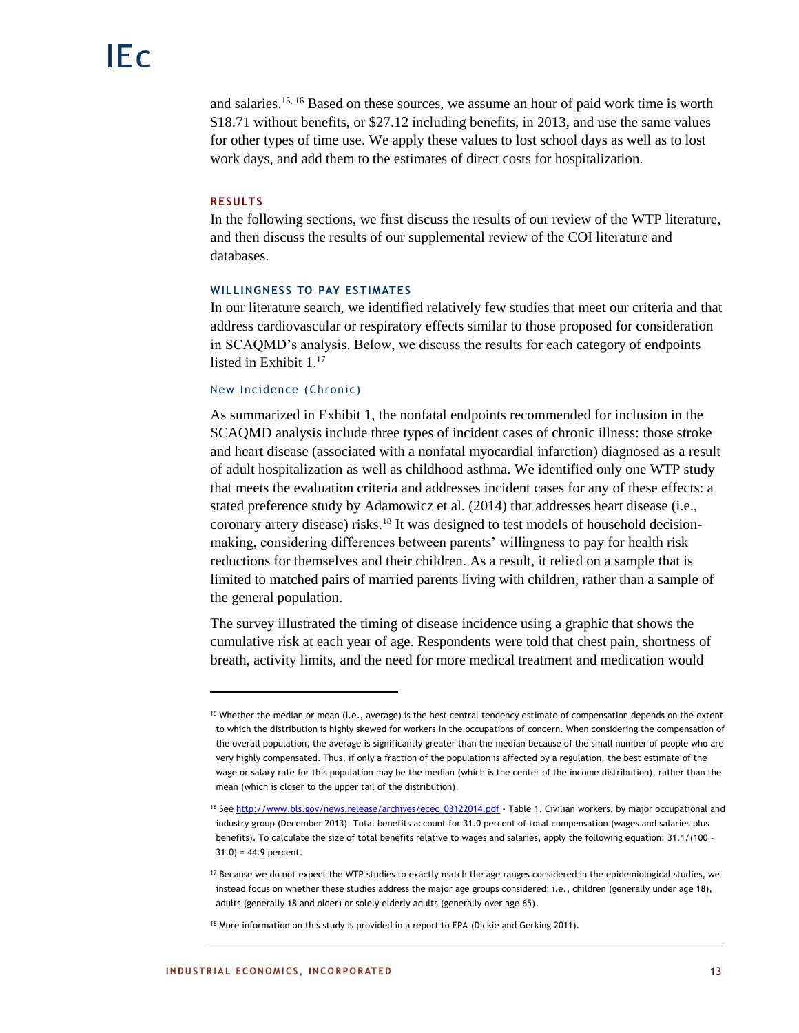and salaries.[15, 16] Based on these sources, we assume an hour of paid work time is worth $18.71 without benefits, or $27.12 including benefits, in 2013, and use the same values for other types of time use. We apply these values to lost school days as well as to lost work days, and add them to the estimates of direct costs for hospitalization.

## RESULTS

In the following sections, we first discuss the results of our review of the WTP literature, and then discuss the results of our supplemental review of the COI literature and databases.

### WILLINGNESS TO PAY ESTIMATES

In our literature search, we identified relatively few studies that meet our criteria and that address cardiovascular or respiratory effects similar to those proposed for consideration in SCAQMD's analysis. Below, we discuss the results for each category of endpoints listed in Exhibit 1.[17]

#### New Incidence (Chronic)

As summarized in Exhibit 1, the nonfatal endpoints recommended for inclusion in the SCAQMD analysis include three types of incident cases of chronic illness: those stroke and heart disease (associated with a nonfatal myocardial infarction) diagnosed as a result of adult hospitalization as well as childhood asthma. We identified only one WTP study that meets the evaluation criteria and addresses incident cases for any of these effects: a stated preference study by Adamowicz et al. (2014) that addresses heart disease (i.e., coronary artery disease) risks.[18] It was designed to test models of household decision-making, considering differences between parents' willingness to pay for health risk reductions for themselves and their children. As a result, it relied on a sample that is limited to matched pairs of married parents living with children, rather than a sample of the general population.

The survey illustrated the timing of disease incidence using a graphic that shows the cumulative risk at each year of age. Respondents were told that chest pain, shortness of breath, activity limits, and the need for more medical treatment and medication would

---

[15] Whether the median or mean (i.e., average) is the best central tendency estimate of compensation depends on the extent to which the distribution is highly skewed for workers in the occupations of concern. When considering the compensation of the overall population, the average is significantly greater than the median because of the small number of people who are very highly compensated. Thus, if only a fraction of the population is affected by a regulation, the best estimate of the wage or salary rate for this population may be the median (which is the center of the income distribution), rather than the mean (which is closer to the upper tail of the distribution).

[16] See http://www.bls.gov/news.release/archives/ecec_03122014.pdf - Table 1. Civilian workers, by major occupational and industry group (December 2013). Total benefits account for 31.0 percent of total compensation (wages and salaries plus benefits). To calculate the size of total benefits relative to wages and salaries, apply the following equation: 31.1/(100 – 31.0) = 44.9 percent.

[17] Because we do not expect the WTP studies to exactly match the age ranges considered in the epidemiological studies, we instead focus on whether these studies address the major age groups considered; i.e., children (generally under age 18), adults (generally 18 and older) or solely elderly adults (generally over age 65).

[18] More information on this study is provided in a report to EPA (Dickie and Gerking 2011).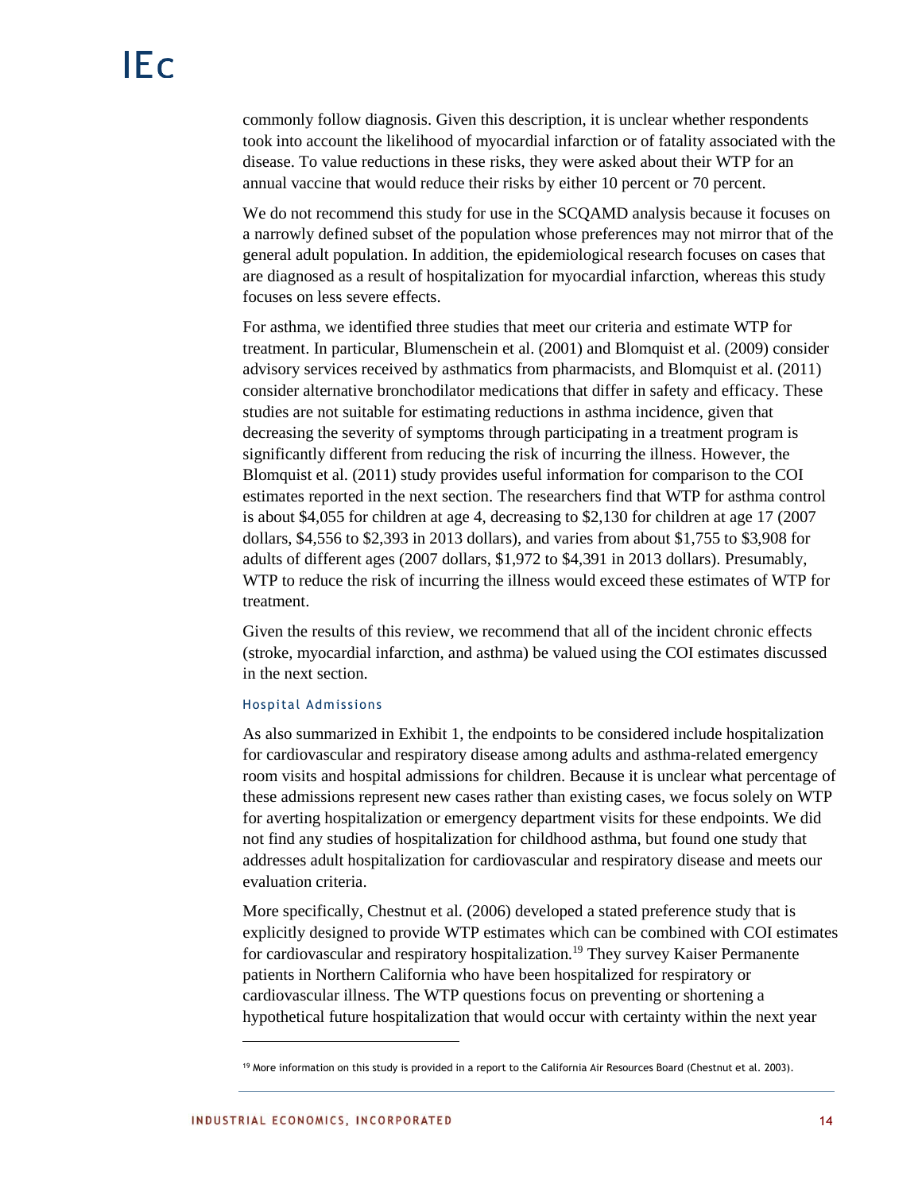commonly follow diagnosis. Given this description, it is unclear whether respondents took into account the likelihood of myocardial infarction or of fatality associated with the disease. To value reductions in these risks, they were asked about their WTP for an annual vaccine that would reduce their risks by either 10 percent or 70 percent.

We do not recommend this study for use in the SCQAMD analysis because it focuses on a narrowly defined subset of the population whose preferences may not mirror that of the general adult population. In addition, the epidemiological research focuses on cases that are diagnosed as a result of hospitalization for myocardial infarction, whereas this study focuses on less severe effects.

For asthma, we identified three studies that meet our criteria and estimate WTP for treatment. In particular, Blumenschein et al. (2001) and Blomquist et al. (2009) consider advisory services received by asthmatics from pharmacists, and Blomquist et al. (2011) consider alternative bronchodilator medications that differ in safety and efficacy. These studies are not suitable for estimating reductions in asthma incidence, given that decreasing the severity of symptoms through participating in a treatment program is significantly different from reducing the risk of incurring the illness. However, the Blomquist et al. (2011) study provides useful information for comparison to the COI estimates reported in the next section. The researchers find that WTP for asthma control is about $4,055 for children at age 4, decreasing to $2,130 for children at age 17 (2007 dollars, $4,556 to $2,393 in 2013 dollars), and varies from about $1,755 to $3,908 for adults of different ages (2007 dollars, $1,972 to $4,391 in 2013 dollars). Presumably, WTP to reduce the risk of incurring the illness would exceed these estimates of WTP for treatment.

Given the results of this review, we recommend that all of the incident chronic effects (stroke, myocardial infarction, and asthma) be valued using the COI estimates discussed in the next section.

#### Hospital Admissions

As also summarized in Exhibit 1, the endpoints to be considered include hospitalization for cardiovascular and respiratory disease among adults and asthma-related emergency room visits and hospital admissions for children. Because it is unclear what percentage of these admissions represent new cases rather than existing cases, we focus solely on WTP for averting hospitalization or emergency department visits for these endpoints. We did not find any studies of hospitalization for childhood asthma, but found one study that addresses adult hospitalization for cardiovascular and respiratory disease and meets our evaluation criteria.

More specifically, Chestnut et al. (2006) developed a stated preference study that is explicitly designed to provide WTP estimates which can be combined with COI estimates for cardiovascular and respiratory hospitalization.[19] They survey Kaiser Permanente patients in Northern California who have been hospitalized for respiratory or cardiovascular illness. The WTP questions focus on preventing or shortening a hypothetical future hospitalization that would occur with certainty within the next year

[19] More information on this study is provided in a report to the California Air Resources Board (Chestnut et al. 2003).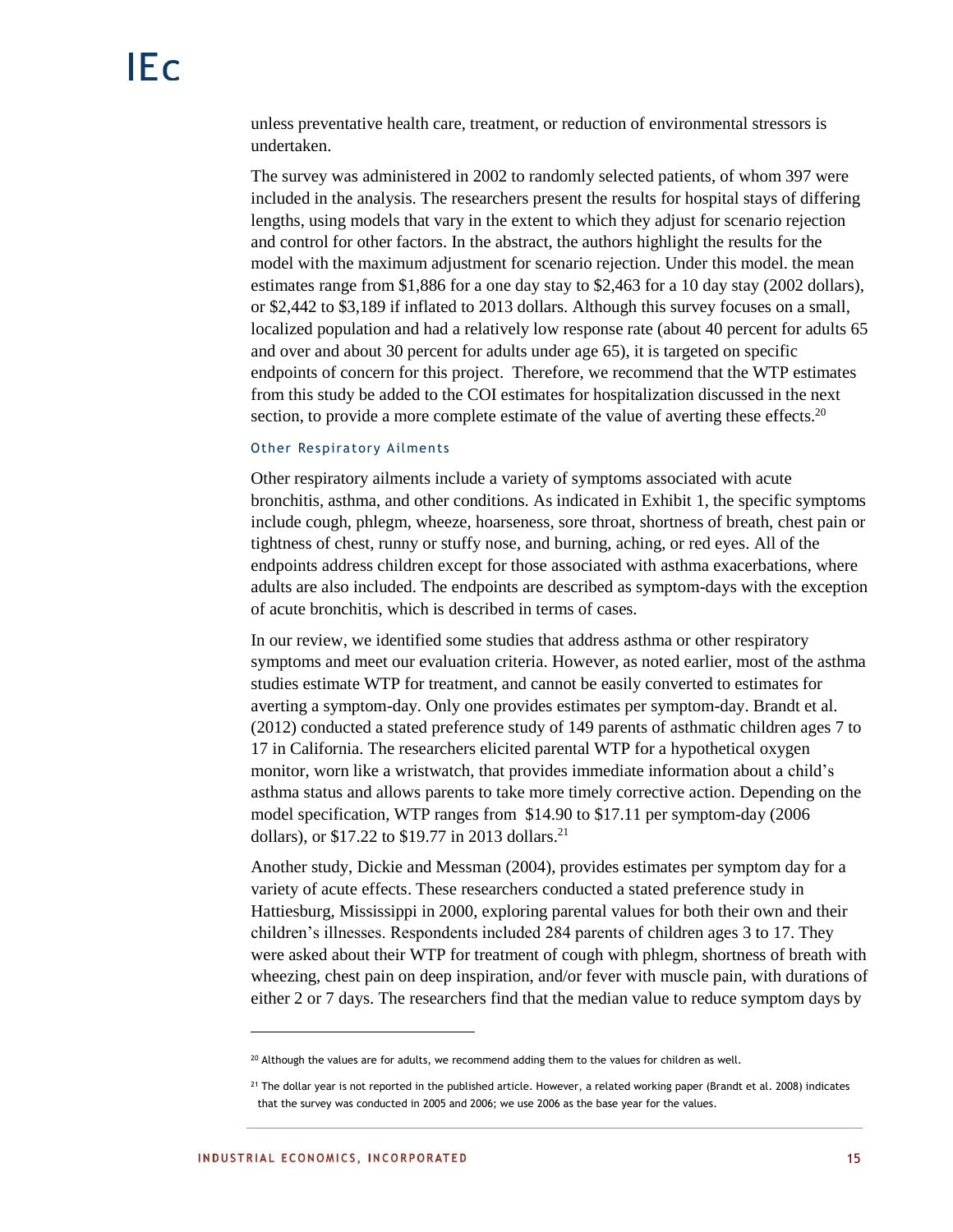unless preventative health care, treatment, or reduction of environmental stressors is undertaken.

The survey was administered in 2002 to randomly selected patients, of whom 397 were included in the analysis. The researchers present the results for hospital stays of differing lengths, using models that vary in the extent to which they adjust for scenario rejection and control for other factors. In the abstract, the authors highlight the results for the model with the maximum adjustment for scenario rejection. Under this model. the mean estimates range from $1,886 for a one day stay to $2,463 for a 10 day stay (2002 dollars), or $2,442 to $3,189 if inflated to 2013 dollars. Although this survey focuses on a small, localized population and had a relatively low response rate (about 40 percent for adults 65 and over and about 30 percent for adults under age 65), it is targeted on specific endpoints of concern for this project. Therefore, we recommend that the WTP estimates from this study be added to the COI estimates for hospitalization discussed in the next section, to provide a more complete estimate of the value of averting these effects.[20]

#### Other Respiratory Ailments

Other respiratory ailments include a variety of symptoms associated with acute bronchitis, asthma, and other conditions. As indicated in Exhibit 1, the specific symptoms include cough, phlegm, wheeze, hoarseness, sore throat, shortness of breath, chest pain or tightness of chest, runny or stuffy nose, and burning, aching, or red eyes. All of the endpoints address children except for those associated with asthma exacerbations, where adults are also included. The endpoints are described as symptom-days with the exception of acute bronchitis, which is described in terms of cases.

In our review, we identified some studies that address asthma or other respiratory symptoms and meet our evaluation criteria. However, as noted earlier, most of the asthma studies estimate WTP for treatment, and cannot be easily converted to estimates for averting a symptom-day. Only one provides estimates per symptom-day. Brandt et al. (2012) conducted a stated preference study of 149 parents of asthmatic children ages 7 to 17 in California. The researchers elicited parental WTP for a hypothetical oxygen monitor, worn like a wristwatch, that provides immediate information about a child's asthma status and allows parents to take more timely corrective action. Depending on the model specification, WTP ranges from $14.90 to $17.11 per symptom-day (2006 dollars), or $17.22 to $19.77 in 2013 dollars.[21]

Another study, Dickie and Messman (2004), provides estimates per symptom day for a variety of acute effects. These researchers conducted a stated preference study in Hattiesburg, Mississippi in 2000, exploring parental values for both their own and their children's illnesses. Respondents included 284 parents of children ages 3 to 17. They were asked about their WTP for treatment of cough with phlegm, shortness of breath with wheezing, chest pain on deep inspiration, and/or fever with muscle pain, with durations of either 2 or 7 days. The researchers find that the median value to reduce symptom days by

---

[20] Although the values are for adults, we recommend adding them to the values for children as well.

[21] The dollar year is not reported in the published article. However, a related working paper (Brandt et al. 2008) indicates that the survey was conducted in 2005 and 2006; we use 2006 as the base year for the values.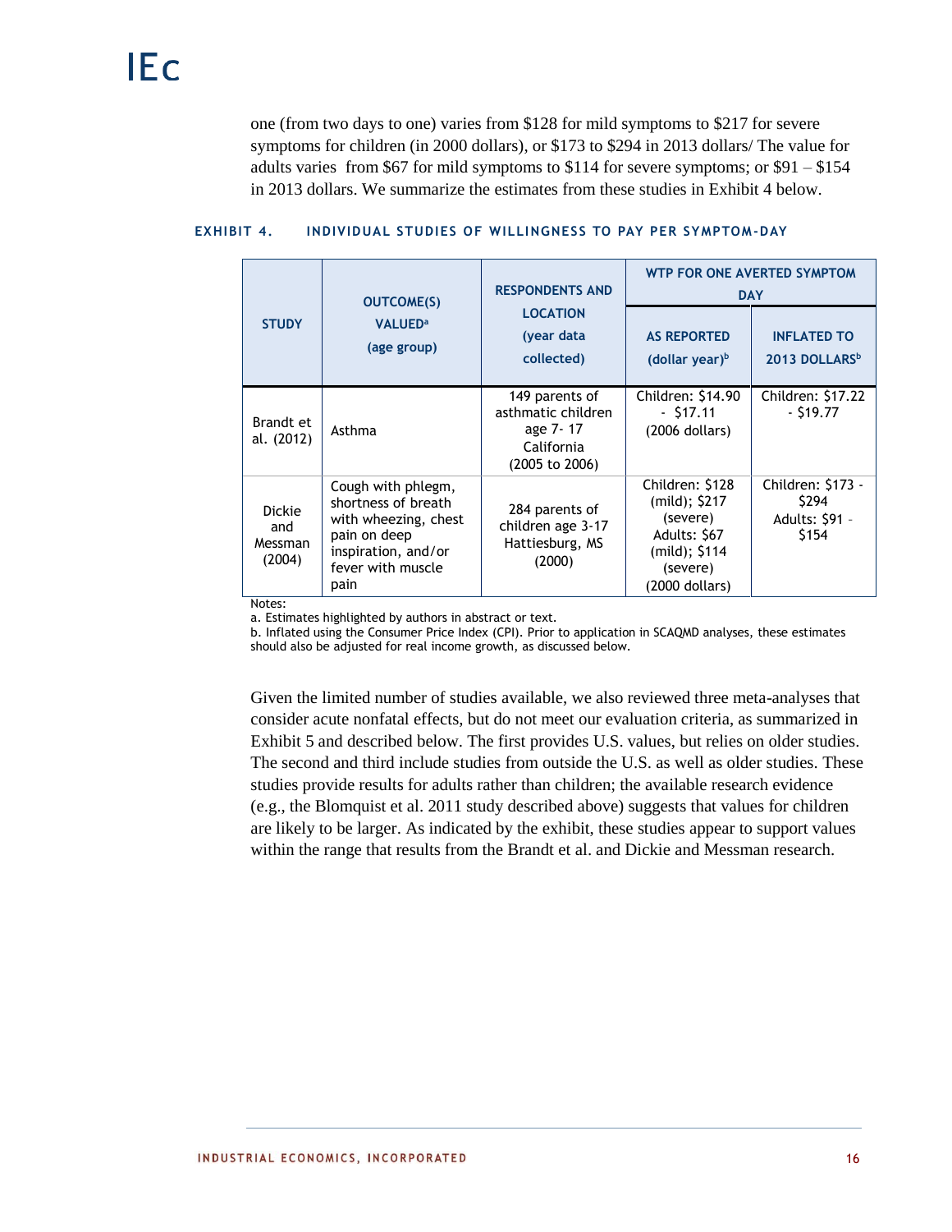one (from two days to one) varies from $128 for mild symptoms to $217 for severe symptoms for children (in 2000 dollars), or $173 to $294 in 2013 dollars/ The value for adults varies from $67 for mild symptoms to $114 for severe symptoms; or $91 – $154 in 2013 dollars. We summarize the estimates from these studies in Exhibit 4 below.

**EXHIBIT 4. INDIVIDUAL STUDIES OF WILLINGNESS TO PAY PER SYMPTOM-DAY**

| STUDY | OUTCOME(S) VALUED[a] (age group) | RESPONDENTS AND LOCATION (year data collected) | WTP FOR ONE AVERTED SYMPTOM DAY | |
|---|---|---|---|---|
| | | | AS REPORTED (dollar year)[b] | INFLATED TO 2013 DOLLARS[b] |
| Brandt et al. (2012) | Asthma | 149 parents of asthmatic children age 7- 17 California (2005 to 2006) | Children: $14.90 - $17.11 (2006 dollars) | Children: $17.22 - $19.77 |
| Dickie and Messman (2004) | Cough with phlegm, shortness of breath with wheezing, chest pain on deep inspiration, and/or fever with muscle pain | 284 parents of children age 3-17 Hattiesburg, MS (2000) | Children: $128 (mild); $217 (severe) Adults: $67 (mild); $114 (severe) (2000 dollars) | Children: $173 - $294 Adults: $91 - $154 |

Notes:
a. Estimates highlighted by authors in abstract or text.
b. Inflated using the Consumer Price Index (CPI). Prior to application in SCAQMD analyses, these estimates should also be adjusted for real income growth, as discussed below.

Given the limited number of studies available, we also reviewed three meta-analyses that consider acute nonfatal effects, but do not meet our evaluation criteria, as summarized in Exhibit 5 and described below. The first provides U.S. values, but relies on older studies. The second and third include studies from outside the U.S. as well as older studies. These studies provide results for adults rather than children; the available research evidence (e.g., the Blomquist et al. 2011 study described above) suggests that values for children are likely to be larger. As indicated by the exhibit, these studies appear to support values within the range that results from the Brandt et al. and Dickie and Messman research.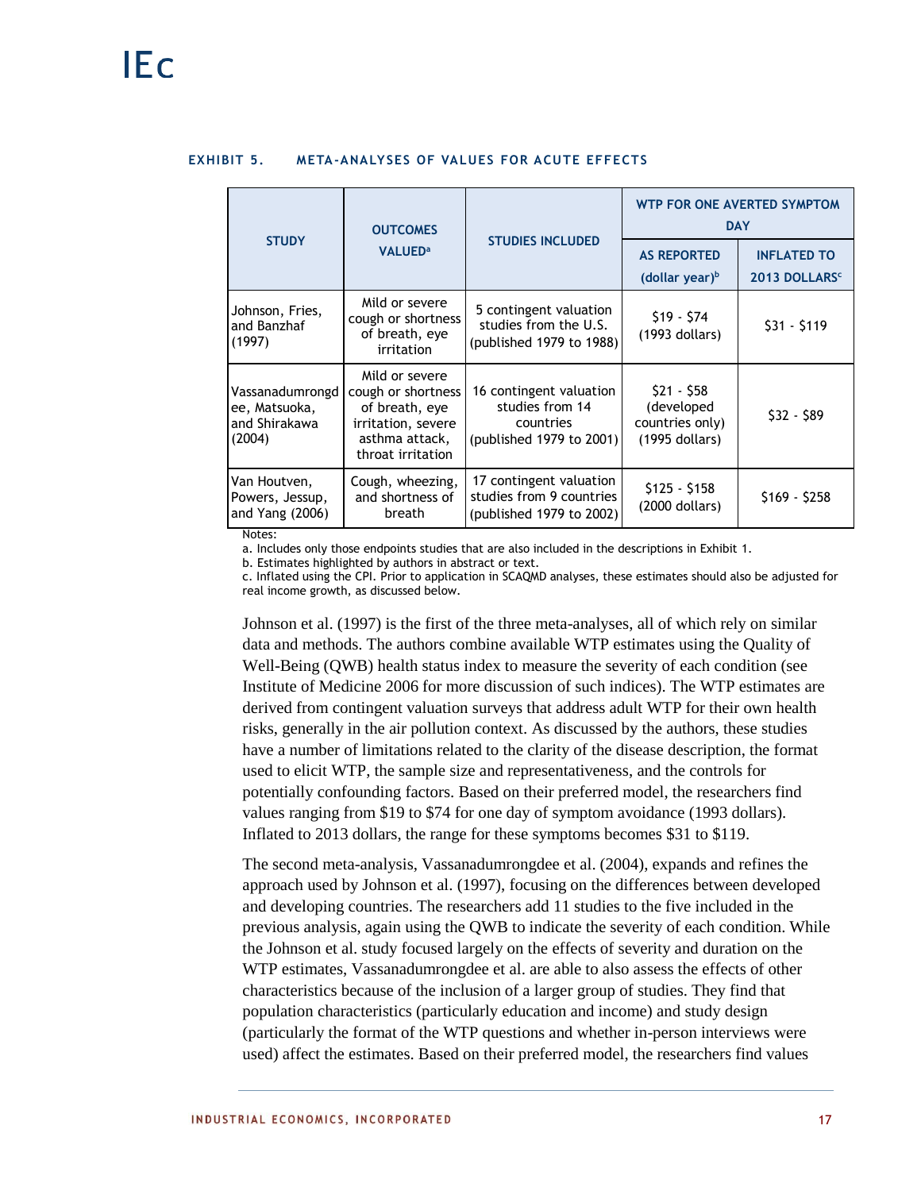**EXHIBIT 5. META-ANALYSES OF VALUES FOR ACUTE EFFECTS**

| STUDY | OUTCOMES VALUED[a] | STUDIES INCLUDED | WTP FOR ONE AVERTED SYMPTOM DAY | |
|---|---|---|---|---|
| | | | AS REPORTED (dollar year)[b] | INFLATED TO 2013 DOLLARS[c] |
| Johnson, Fries, and Banzhaf (1997) | Mild or severe cough or shortness of breath, eye irritation | 5 contingent valuation studies from the U.S. (published 1979 to 1988) | $19 - $74 (1993 dollars) | $31 - $119 |
| Vassanadumrongdee, Matsuoka, and Shirakawa (2004) | Mild or severe cough or shortness of breath, eye irritation, severe asthma attack, throat irritation | 16 contingent valuation studies from 14 countries (published 1979 to 2001) | $21 - $58 (developed countries only) (1995 dollars) | $32 - $89 |
| Van Houtven, Powers, Jessup, and Yang (2006) | Cough, wheezing, and shortness of breath | 17 contingent valuation studies from 9 countries (published 1979 to 2002) | $125 - $158 (2000 dollars) | $169 - $258 |

Notes:

a. Includes only those endpoints studies that are also included in the descriptions in Exhibit 1.

b. Estimates highlighted by authors in abstract or text.

c. Inflated using the CPI. Prior to application in SCAQMD analyses, these estimates should also be adjusted for real income growth, as discussed below.

Johnson et al. (1997) is the first of the three meta-analyses, all of which rely on similar data and methods. The authors combine available WTP estimates using the Quality of Well-Being (QWB) health status index to measure the severity of each condition (see Institute of Medicine 2006 for more discussion of such indices). The WTP estimates are derived from contingent valuation surveys that address adult WTP for their own health risks, generally in the air pollution context. As discussed by the authors, these studies have a number of limitations related to the clarity of the disease description, the format used to elicit WTP, the sample size and representativeness, and the controls for potentially confounding factors. Based on their preferred model, the researchers find values ranging from $19 to $74 for one day of symptom avoidance (1993 dollars). Inflated to 2013 dollars, the range for these symptoms becomes $31 to $119.

The second meta-analysis, Vassanadumrongdee et al. (2004), expands and refines the approach used by Johnson et al. (1997), focusing on the differences between developed and developing countries. The researchers add 11 studies to the five included in the previous analysis, again using the QWB to indicate the severity of each condition. While the Johnson et al. study focused largely on the effects of severity and duration on the WTP estimates, Vassanadumrongdee et al. are able to also assess the effects of other characteristics because of the inclusion of a larger group of studies. They find that population characteristics (particularly education and income) and study design (particularly the format of the WTP questions and whether in-person interviews were used) affect the estimates. Based on their preferred model, the researchers find values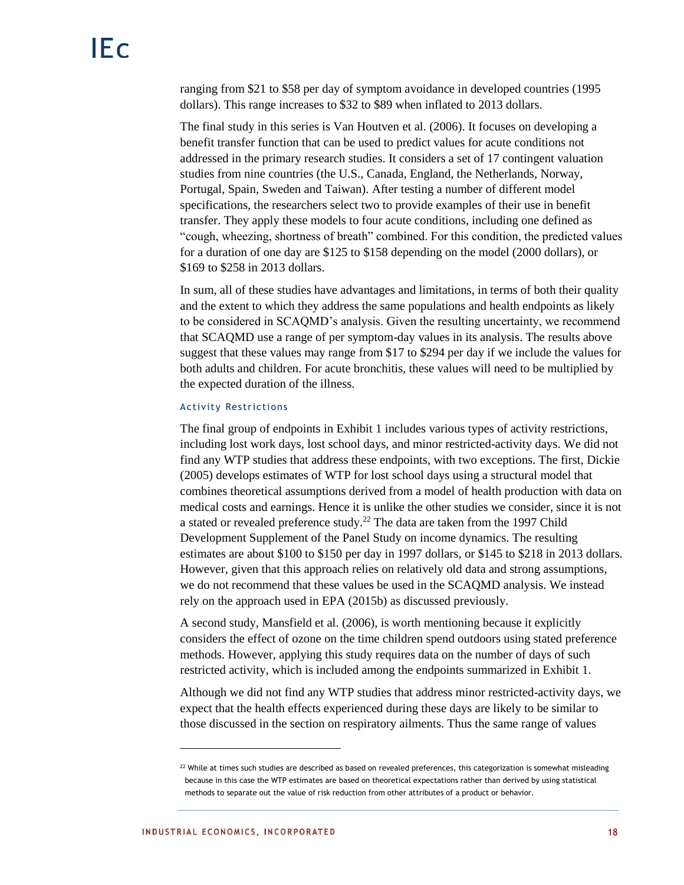ranging from $21 to $58 per day of symptom avoidance in developed countries (1995 dollars). This range increases to $32 to $89 when inflated to 2013 dollars.

The final study in this series is Van Houtven et al. (2006). It focuses on developing a benefit transfer function that can be used to predict values for acute conditions not addressed in the primary research studies. It considers a set of 17 contingent valuation studies from nine countries (the U.S., Canada, England, the Netherlands, Norway, Portugal, Spain, Sweden and Taiwan). After testing a number of different model specifications, the researchers select two to provide examples of their use in benefit transfer. They apply these models to four acute conditions, including one defined as "cough, wheezing, shortness of breath" combined. For this condition, the predicted values for a duration of one day are $125 to $158 depending on the model (2000 dollars), or $169 to $258 in 2013 dollars.

In sum, all of these studies have advantages and limitations, in terms of both their quality and the extent to which they address the same populations and health endpoints as likely to be considered in SCAQMD's analysis. Given the resulting uncertainty, we recommend that SCAQMD use a range of per symptom-day values in its analysis. The results above suggest that these values may range from $17 to $294 per day if we include the values for both adults and children. For acute bronchitis, these values will need to be multiplied by the expected duration of the illness.

### Activity Restrictions

The final group of endpoints in Exhibit 1 includes various types of activity restrictions, including lost work days, lost school days, and minor restricted-activity days. We did not find any WTP studies that address these endpoints, with two exceptions. The first, Dickie (2005) develops estimates of WTP for lost school days using a structural model that combines theoretical assumptions derived from a model of health production with data on medical costs and earnings. Hence it is unlike the other studies we consider, since it is not a stated or revealed preference study.[22] The data are taken from the 1997 Child Development Supplement of the Panel Study on income dynamics. The resulting estimates are about $100 to $150 per day in 1997 dollars, or $145 to $218 in 2013 dollars. However, given that this approach relies on relatively old data and strong assumptions, we do not recommend that these values be used in the SCAQMD analysis. We instead rely on the approach used in EPA (2015b) as discussed previously.

A second study, Mansfield et al. (2006), is worth mentioning because it explicitly considers the effect of ozone on the time children spend outdoors using stated preference methods. However, applying this study requires data on the number of days of such restricted activity, which is included among the endpoints summarized in Exhibit 1.

Although we did not find any WTP studies that address minor restricted-activity days, we expect that the health effects experienced during these days are likely to be similar to those discussed in the section on respiratory ailments. Thus the same range of values

---

[22] While at times such studies are described as based on revealed preferences, this categorization is somewhat misleading because in this case the WTP estimates are based on theoretical expectations rather than derived by using statistical methods to separate out the value of risk reduction from other attributes of a product or behavior.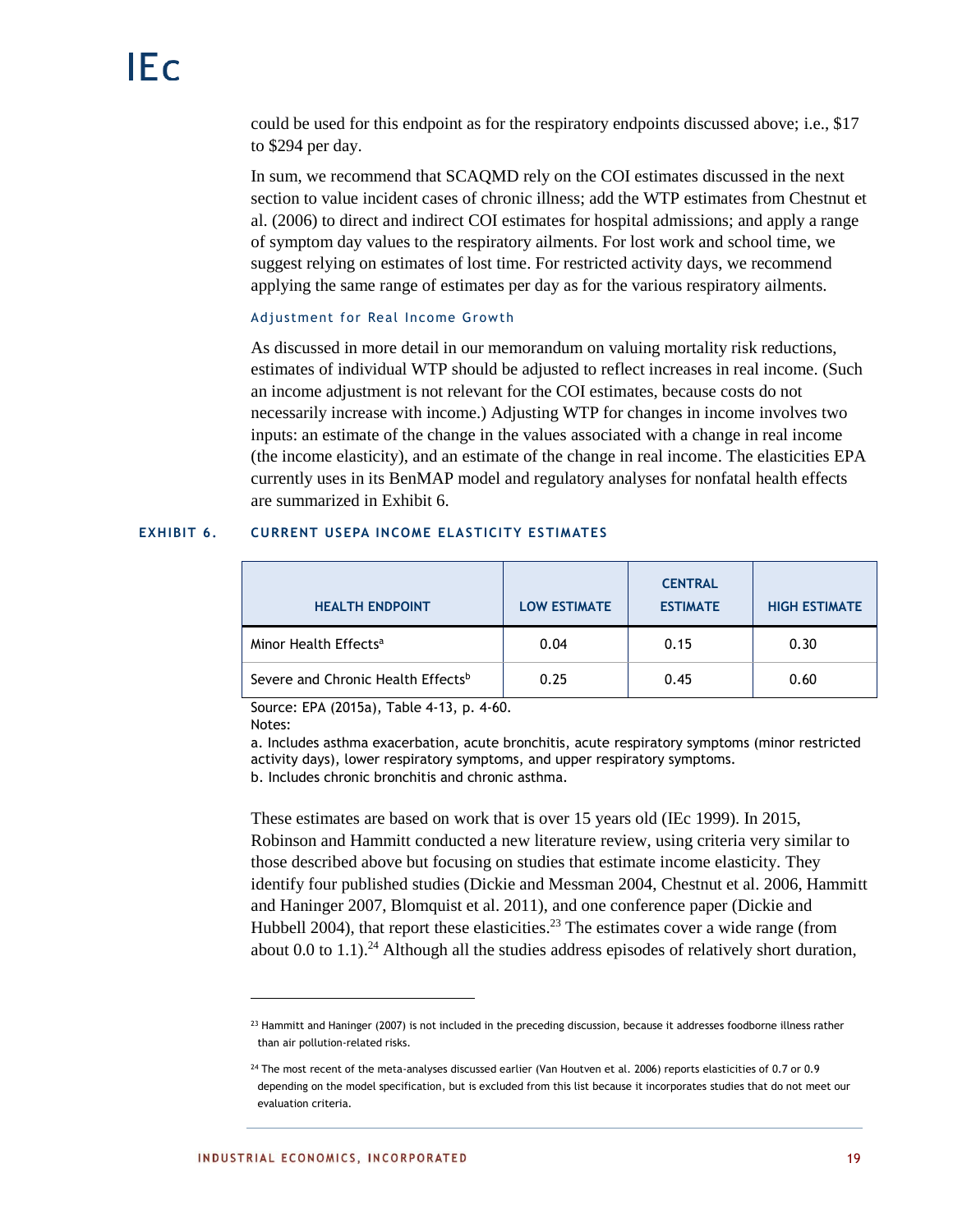could be used for this endpoint as for the respiratory endpoints discussed above; i.e., $17 to $294 per day.

In sum, we recommend that SCAQMD rely on the COI estimates discussed in the next section to value incident cases of chronic illness; add the WTP estimates from Chestnut et al. (2006) to direct and indirect COI estimates for hospital admissions; and apply a range of symptom day values to the respiratory ailments. For lost work and school time, we suggest relying on estimates of lost time. For restricted activity days, we recommend applying the same range of estimates per day as for the various respiratory ailments.

#### Adjustment for Real Income Growth

As discussed in more detail in our memorandum on valuing mortality risk reductions, estimates of individual WTP should be adjusted to reflect increases in real income. (Such an income adjustment is not relevant for the COI estimates, because costs do not necessarily increase with income.) Adjusting WTP for changes in income involves two inputs: an estimate of the change in the values associated with a change in real income (the income elasticity), and an estimate of the change in real income. The elasticities EPA currently uses in its BenMAP model and regulatory analyses for nonfatal health effects are summarized in Exhibit 6.

**EXHIBIT 6. CURRENT USEPA INCOME ELASTICITY ESTIMATES**

| HEALTH ENDPOINT | LOW ESTIMATE | CENTRAL ESTIMATE | HIGH ESTIMATE |
|---|---|---|---|
| Minor Health Effects[a] | 0.04 | 0.15 | 0.30 |
| Severe and Chronic Health Effects[b] | 0.25 | 0.45 | 0.60 |

Source: EPA (2015a), Table 4-13, p. 4-60.
Notes:
a. Includes asthma exacerbation, acute bronchitis, acute respiratory symptoms (minor restricted activity days), lower respiratory symptoms, and upper respiratory symptoms.
b. Includes chronic bronchitis and chronic asthma.

These estimates are based on work that is over 15 years old (IEc 1999). In 2015, Robinson and Hammitt conducted a new literature review, using criteria very similar to those described above but focusing on studies that estimate income elasticity. They identify four published studies (Dickie and Messman 2004, Chestnut et al. 2006, Hammitt and Haninger 2007, Blomquist et al. 2011), and one conference paper (Dickie and Hubbell 2004), that report these elasticities.[23] The estimates cover a wide range (from about 0.0 to 1.1).[24] Although all the studies address episodes of relatively short duration,

---

[23] Hammitt and Haninger (2007) is not included in the preceding discussion, because it addresses foodborne illness rather than air pollution-related risks.

[24] The most recent of the meta-analyses discussed earlier (Van Houtven et al. 2006) reports elasticities of 0.7 or 0.9 depending on the model specification, but is excluded from this list because it incorporates studies that do not meet our evaluation criteria.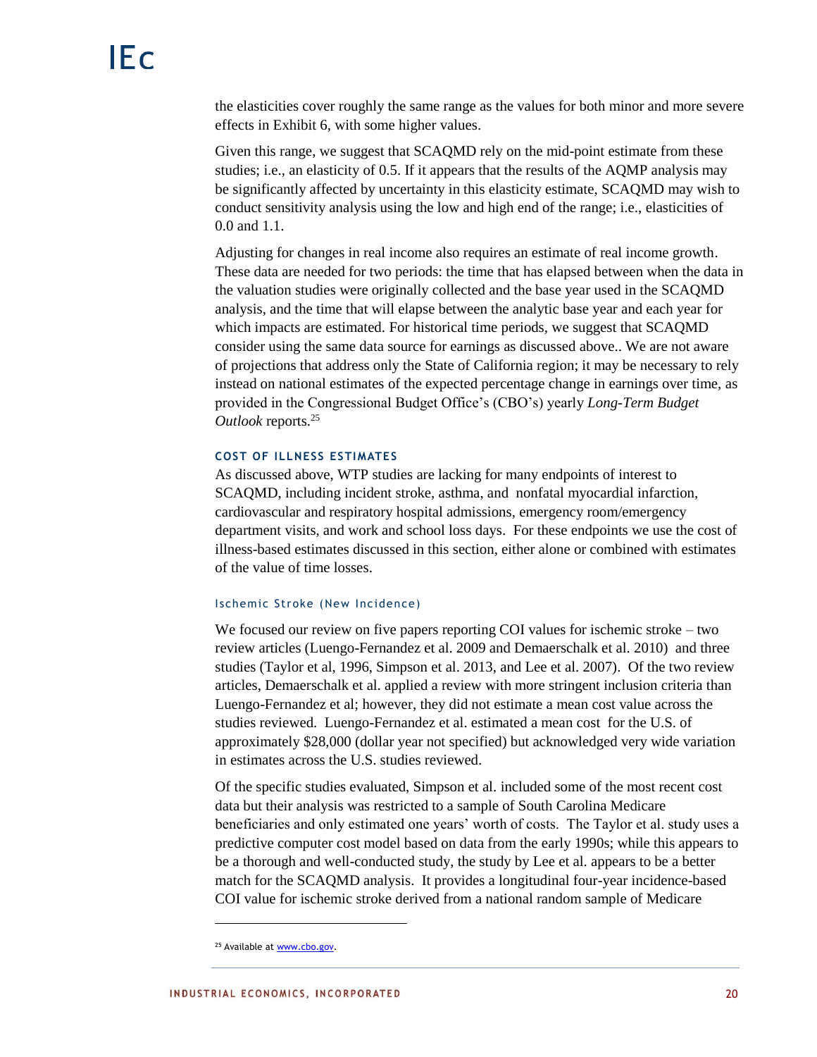the elasticities cover roughly the same range as the values for both minor and more severe effects in Exhibit 6, with some higher values.

Given this range, we suggest that SCAQMD rely on the mid-point estimate from these studies; i.e., an elasticity of 0.5. If it appears that the results of the AQMP analysis may be significantly affected by uncertainty in this elasticity estimate, SCAQMD may wish to conduct sensitivity analysis using the low and high end of the range; i.e., elasticities of 0.0 and 1.1.

Adjusting for changes in real income also requires an estimate of real income growth. These data are needed for two periods: the time that has elapsed between when the data in the valuation studies were originally collected and the base year used in the SCAQMD analysis, and the time that will elapse between the analytic base year and each year for which impacts are estimated. For historical time periods, we suggest that SCAQMD consider using the same data source for earnings as discussed above.. We are not aware of projections that address only the State of California region; it may be necessary to rely instead on national estimates of the expected percentage change in earnings over time, as provided in the Congressional Budget Office's (CBO's) yearly *Long-Term Budget Outlook* reports.[25]

### COST OF ILLNESS ESTIMATES

As discussed above, WTP studies are lacking for many endpoints of interest to SCAQMD, including incident stroke, asthma, and nonfatal myocardial infarction, cardiovascular and respiratory hospital admissions, emergency room/emergency department visits, and work and school loss days. For these endpoints we use the cost of illness-based estimates discussed in this section, either alone or combined with estimates of the value of time losses.

#### Ischemic Stroke (New Incidence)

We focused our review on five papers reporting COI values for ischemic stroke – two review articles (Luengo-Fernandez et al. 2009 and Demaerschalk et al. 2010) and three studies (Taylor et al, 1996, Simpson et al. 2013, and Lee et al. 2007). Of the two review articles, Demaerschalk et al. applied a review with more stringent inclusion criteria than Luengo-Fernandez et al; however, they did not estimate a mean cost value across the studies reviewed. Luengo-Fernandez et al. estimated a mean cost for the U.S. of approximately $28,000 (dollar year not specified) but acknowledged very wide variation in estimates across the U.S. studies reviewed.

Of the specific studies evaluated, Simpson et al. included some of the most recent cost data but their analysis was restricted to a sample of South Carolina Medicare beneficiaries and only estimated one years' worth of costs. The Taylor et al. study uses a predictive computer cost model based on data from the early 1990s; while this appears to be a thorough and well-conducted study, the study by Lee et al. appears to be a better match for the SCAQMD analysis. It provides a longitudinal four-year incidence-based COI value for ischemic stroke derived from a national random sample of Medicare

[25] Available at www.cbo.gov.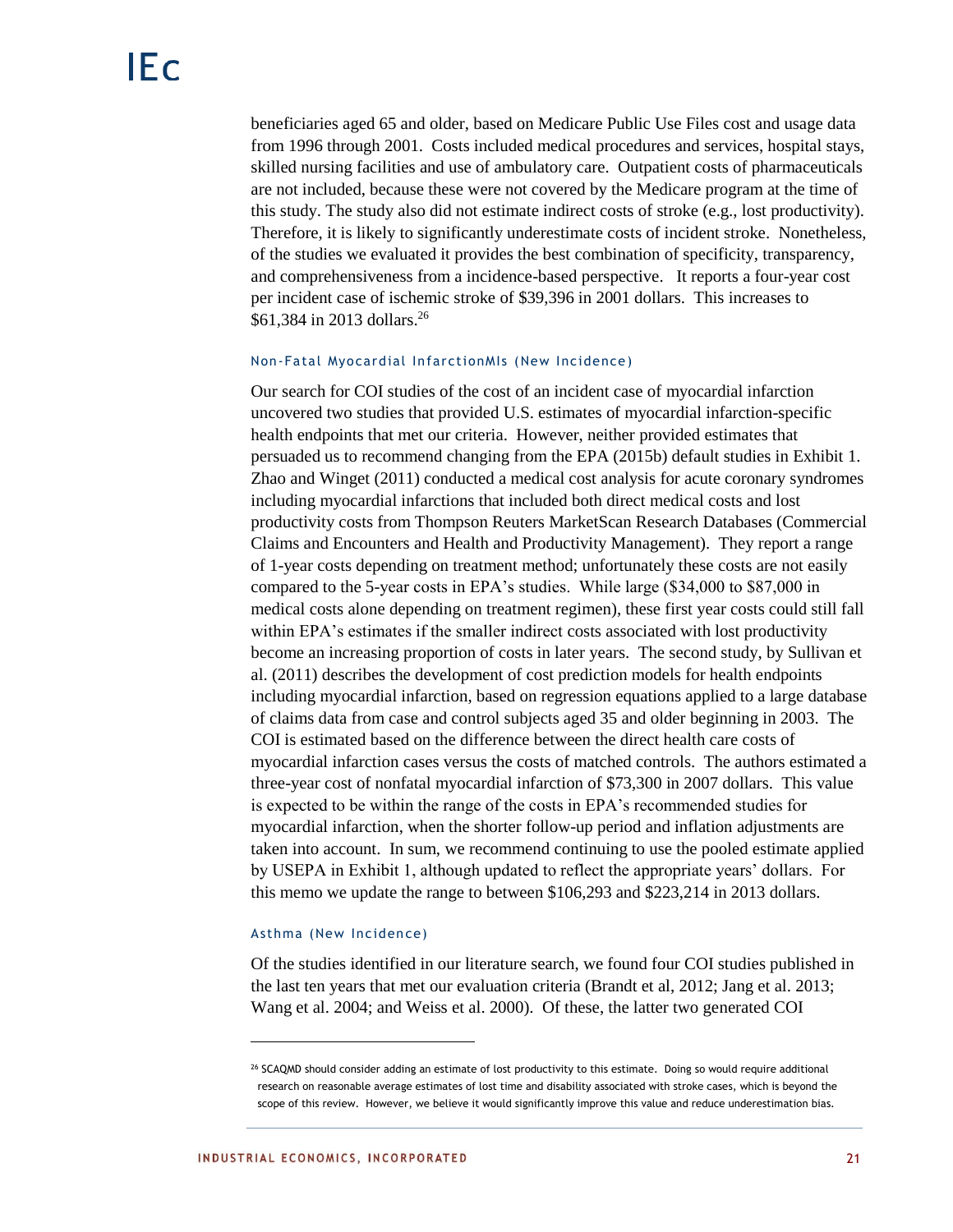beneficiaries aged 65 and older, based on Medicare Public Use Files cost and usage data from 1996 through 2001. Costs included medical procedures and services, hospital stays, skilled nursing facilities and use of ambulatory care. Outpatient costs of pharmaceuticals are not included, because these were not covered by the Medicare program at the time of this study. The study also did not estimate indirect costs of stroke (e.g., lost productivity). Therefore, it is likely to significantly underestimate costs of incident stroke. Nonetheless, of the studies we evaluated it provides the best combination of specificity, transparency, and comprehensiveness from a incidence-based perspective. It reports a four-year cost per incident case of ischemic stroke of $39,396 in 2001 dollars. This increases to $61,384 in 2013 dollars.[26]

#### Non-Fatal Myocardial InfarctionMIs (New Incidence)

Our search for COI studies of the cost of an incident case of myocardial infarction uncovered two studies that provided U.S. estimates of myocardial infarction-specific health endpoints that met our criteria. However, neither provided estimates that persuaded us to recommend changing from the EPA (2015b) default studies in Exhibit 1. Zhao and Winget (2011) conducted a medical cost analysis for acute coronary syndromes including myocardial infarctions that included both direct medical costs and lost productivity costs from Thompson Reuters MarketScan Research Databases (Commercial Claims and Encounters and Health and Productivity Management). They report a range of 1-year costs depending on treatment method; unfortunately these costs are not easily compared to the 5-year costs in EPA's studies. While large ($34,000 to $87,000 in medical costs alone depending on treatment regimen), these first year costs could still fall within EPA's estimates if the smaller indirect costs associated with lost productivity become an increasing proportion of costs in later years. The second study, by Sullivan et al. (2011) describes the development of cost prediction models for health endpoints including myocardial infarction, based on regression equations applied to a large database of claims data from case and control subjects aged 35 and older beginning in 2003. The COI is estimated based on the difference between the direct health care costs of myocardial infarction cases versus the costs of matched controls. The authors estimated a three-year cost of nonfatal myocardial infarction of $73,300 in 2007 dollars. This value is expected to be within the range of the costs in EPA's recommended studies for myocardial infarction, when the shorter follow-up period and inflation adjustments are taken into account. In sum, we recommend continuing to use the pooled estimate applied by USEPA in Exhibit 1, although updated to reflect the appropriate years' dollars. For this memo we update the range to between $106,293 and $223,214 in 2013 dollars.

#### Asthma (New Incidence)

Of the studies identified in our literature search, we found four COI studies published in the last ten years that met our evaluation criteria (Brandt et al, 2012; Jang et al. 2013; Wang et al. 2004; and Weiss et al. 2000). Of these, the latter two generated COI

[26] SCAQMD should consider adding an estimate of lost productivity to this estimate. Doing so would require additional research on reasonable average estimates of lost time and disability associated with stroke cases, which is beyond the scope of this review. However, we believe it would significantly improve this value and reduce underestimation bias.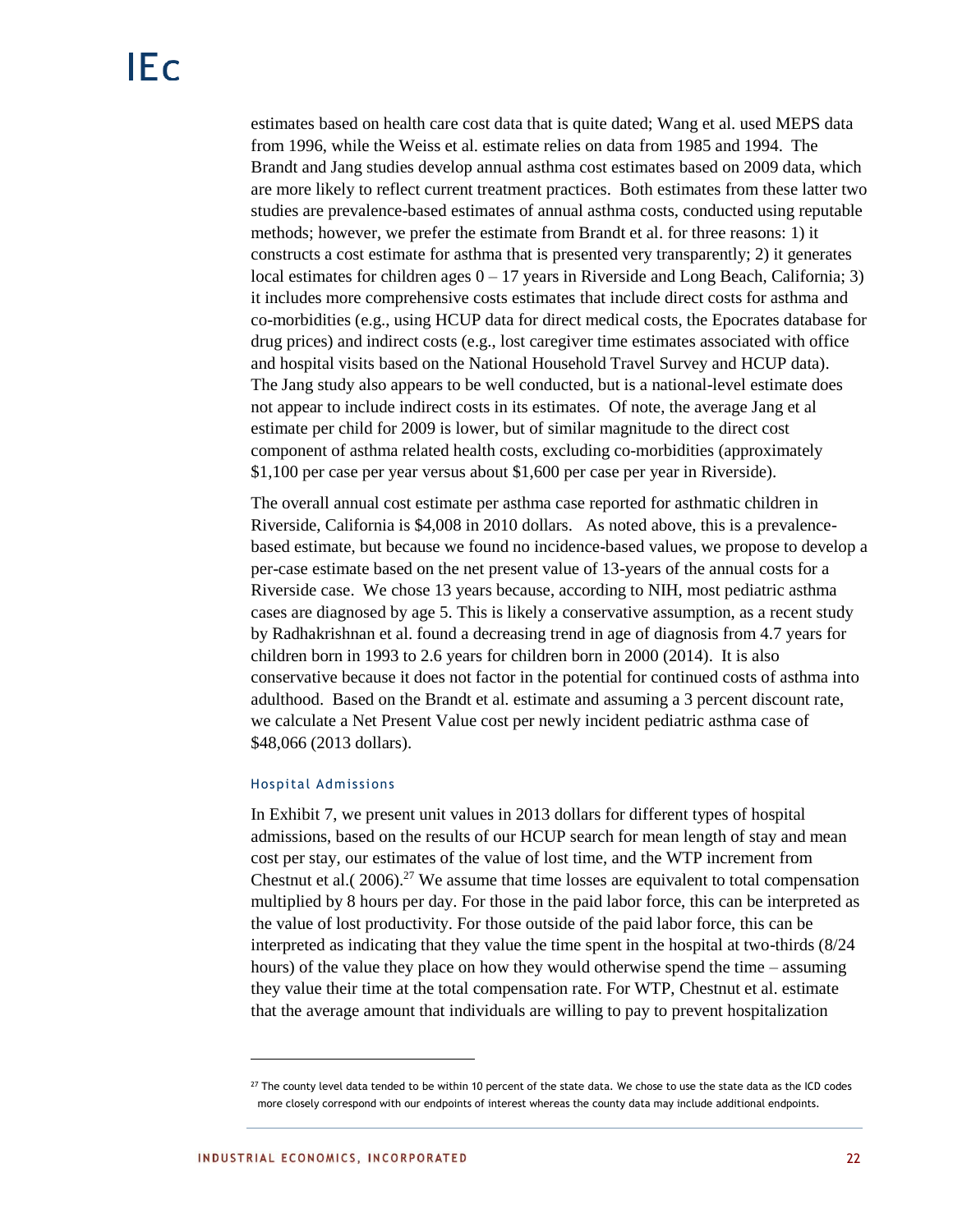estimates based on health care cost data that is quite dated; Wang et al. used MEPS data from 1996, while the Weiss et al. estimate relies on data from 1985 and 1994. The Brandt and Jang studies develop annual asthma cost estimates based on 2009 data, which are more likely to reflect current treatment practices. Both estimates from these latter two studies are prevalence-based estimates of annual asthma costs, conducted using reputable methods; however, we prefer the estimate from Brandt et al. for three reasons: 1) it constructs a cost estimate for asthma that is presented very transparently; 2) it generates local estimates for children ages 0 – 17 years in Riverside and Long Beach, California; 3) it includes more comprehensive costs estimates that include direct costs for asthma and co-morbidities (e.g., using HCUP data for direct medical costs, the Epocrates database for drug prices) and indirect costs (e.g., lost caregiver time estimates associated with office and hospital visits based on the National Household Travel Survey and HCUP data). The Jang study also appears to be well conducted, but is a national-level estimate does not appear to include indirect costs in its estimates. Of note, the average Jang et al estimate per child for 2009 is lower, but of similar magnitude to the direct cost component of asthma related health costs, excluding co-morbidities (approximately $1,100 per case per year versus about $1,600 per case per year in Riverside).

The overall annual cost estimate per asthma case reported for asthmatic children in Riverside, California is $4,008 in 2010 dollars. As noted above, this is a prevalence-based estimate, but because we found no incidence-based values, we propose to develop a per-case estimate based on the net present value of 13-years of the annual costs for a Riverside case. We chose 13 years because, according to NIH, most pediatric asthma cases are diagnosed by age 5. This is likely a conservative assumption, as a recent study by Radhakrishnan et al. found a decreasing trend in age of diagnosis from 4.7 years for children born in 1993 to 2.6 years for children born in 2000 (2014). It is also conservative because it does not factor in the potential for continued costs of asthma into adulthood. Based on the Brandt et al. estimate and assuming a 3 percent discount rate, we calculate a Net Present Value cost per newly incident pediatric asthma case of $48,066 (2013 dollars).

#### Hospital Admissions

In Exhibit 7, we present unit values in 2013 dollars for different types of hospital admissions, based on the results of our HCUP search for mean length of stay and mean cost per stay, our estimates of the value of lost time, and the WTP increment from Chestnut et al.( 2006).[27] We assume that time losses are equivalent to total compensation multiplied by 8 hours per day. For those in the paid labor force, this can be interpreted as the value of lost productivity. For those outside of the paid labor force, this can be interpreted as indicating that they value the time spent in the hospital at two-thirds (8/24 hours) of the value they place on how they would otherwise spend the time – assuming they value their time at the total compensation rate. For WTP, Chestnut et al. estimate that the average amount that individuals are willing to pay to prevent hospitalization

---

[27] The county level data tended to be within 10 percent of the state data. We chose to use the state data as the ICD codes more closely correspond with our endpoints of interest whereas the county data may include additional endpoints.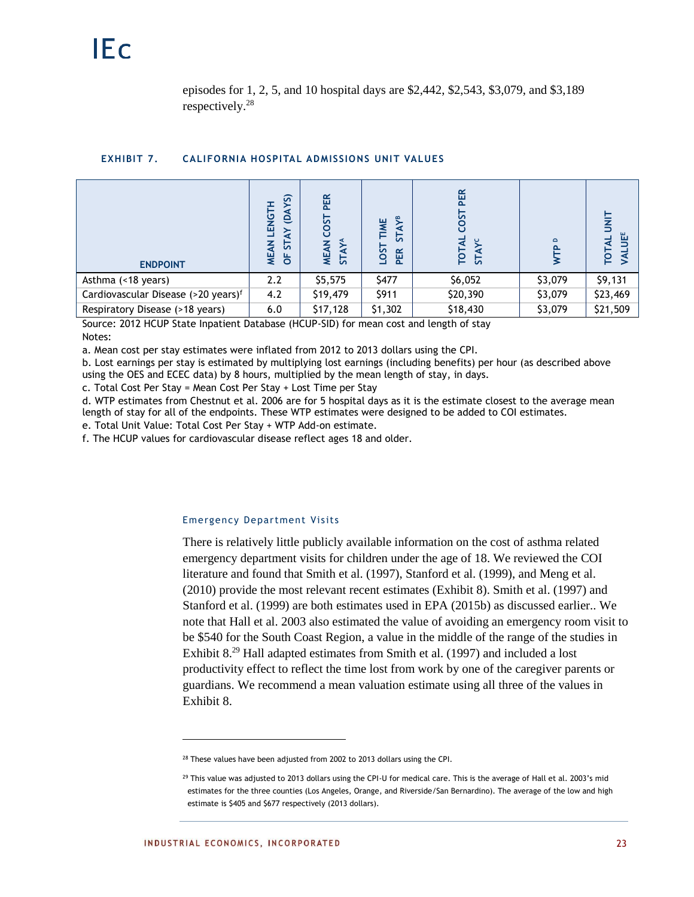episodes for 1, 2, 5, and 10 hospital days are \$2,442, \$2,543, \$3,079, and \$3,189 respectively.[28]

**EXHIBIT 7. CALIFORNIA HOSPITAL ADMISSIONS UNIT VALUES**

| ENDPOINT | MEAN LENGTH OF STAY (DAYS) | MEAN COST PER STAY[A] | LOST TIME PER STAY[B] | TOTAL COST PER STAY[C] | WTP[D] | TOTAL UNIT VALUE[E] |
|---|---|---|---|---|---|---|
| Asthma (<18 years) | 2.2 | \$5,575 | \$477 | \$6,052 | \$3,079 | \$9,131 |
| Cardiovascular Disease (>20 years)[f] | 4.2 | \$19,479 | \$911 | \$20,390 | \$3,079 | \$23,469 |
| Respiratory Disease (>18 years) | 6.0 | \$17,128 | \$1,302 | \$18,430 | \$3,079 | \$21,509 |

Source: 2012 HCUP State Inpatient Database (HCUP-SID) for mean cost and length of stay

Notes:

a. Mean cost per stay estimates were inflated from 2012 to 2013 dollars using the CPI.

b. Lost earnings per stay is estimated by multiplying lost earnings (including benefits) per hour (as described above using the OES and ECEC data) by 8 hours, multiplied by the mean length of stay, in days.

c. Total Cost Per Stay = Mean Cost Per Stay + Lost Time per Stay

d. WTP estimates from Chestnut et al. 2006 are for 5 hospital days as it is the estimate closest to the average mean length of stay for all of the endpoints. These WTP estimates were designed to be added to COI estimates.

e. Total Unit Value: Total Cost Per Stay + WTP Add-on estimate.

f. The HCUP values for cardiovascular disease reflect ages 18 and older.

### Emergency Department Visits

There is relatively little publicly available information on the cost of asthma related emergency department visits for children under the age of 18. We reviewed the COI literature and found that Smith et al. (1997), Stanford et al. (1999), and Meng et al. (2010) provide the most relevant recent estimates (Exhibit 8). Smith et al. (1997) and Stanford et al. (1999) are both estimates used in EPA (2015b) as discussed earlier.. We note that Hall et al. 2003 also estimated the value of avoiding an emergency room visit to be \$540 for the South Coast Region, a value in the middle of the range of the studies in Exhibit 8.[29] Hall adapted estimates from Smith et al. (1997) and included a lost productivity effect to reflect the time lost from work by one of the caregiver parents or guardians. We recommend a mean valuation estimate using all three of the values in Exhibit 8.

---

[28] These values have been adjusted from 2002 to 2013 dollars using the CPI.

[29] This value was adjusted to 2013 dollars using the CPI-U for medical care. This is the average of Hall et al. 2003's mid estimates for the three counties (Los Angeles, Orange, and Riverside/San Bernardino). The average of the low and high estimate is \$405 and \$677 respectively (2013 dollars).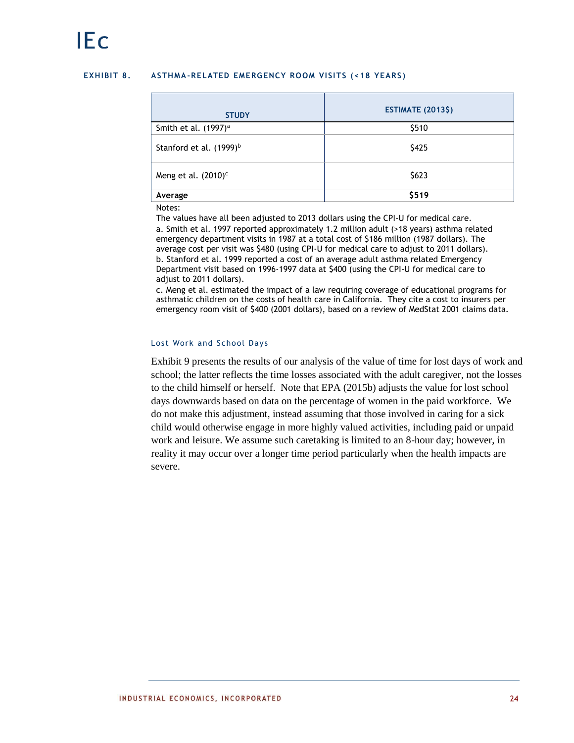**EXHIBIT 8. ASTHMA-RELATED EMERGENCY ROOM VISITS (<18 YEARS)**

| STUDY | ESTIMATE (2013$) |
| --- | --- |
| Smith et al. (1997)[a] | $510 |
| Stanford et al. (1999)[b] | $425 |
| Meng et al. (2010)[c] | $623 |
| **Average** | **$519** |

Notes:

The values have all been adjusted to 2013 dollars using the CPI-U for medical care.

a. Smith et al. 1997 reported approximately 1.2 million adult (>18 years) asthma related emergency department visits in 1987 at a total cost of $186 million (1987 dollars). The average cost per visit was $480 (using CPI-U for medical care to adjust to 2011 dollars).

b. Stanford et al. 1999 reported a cost of an average adult asthma related Emergency Department visit based on 1996-1997 data at $400 (using the CPI-U for medical care to adjust to 2011 dollars).

c. Meng et al. estimated the impact of a law requiring coverage of educational programs for asthmatic children on the costs of health care in California. They cite a cost to insurers per emergency room visit of $400 (2001 dollars), based on a review of MedStat 2001 claims data.

### Lost Work and School Days

Exhibit 9 presents the results of our analysis of the value of time for lost days of work and school; the latter reflects the time losses associated with the adult caregiver, not the losses to the child himself or herself. Note that EPA (2015b) adjusts the value for lost school days downwards based on data on the percentage of women in the paid workforce. We do not make this adjustment, instead assuming that those involved in caring for a sick child would otherwise engage in more highly valued activities, including paid or unpaid work and leisure. We assume such caretaking is limited to an 8-hour day; however, in reality it may occur over a longer time period particularly when the health impacts are severe.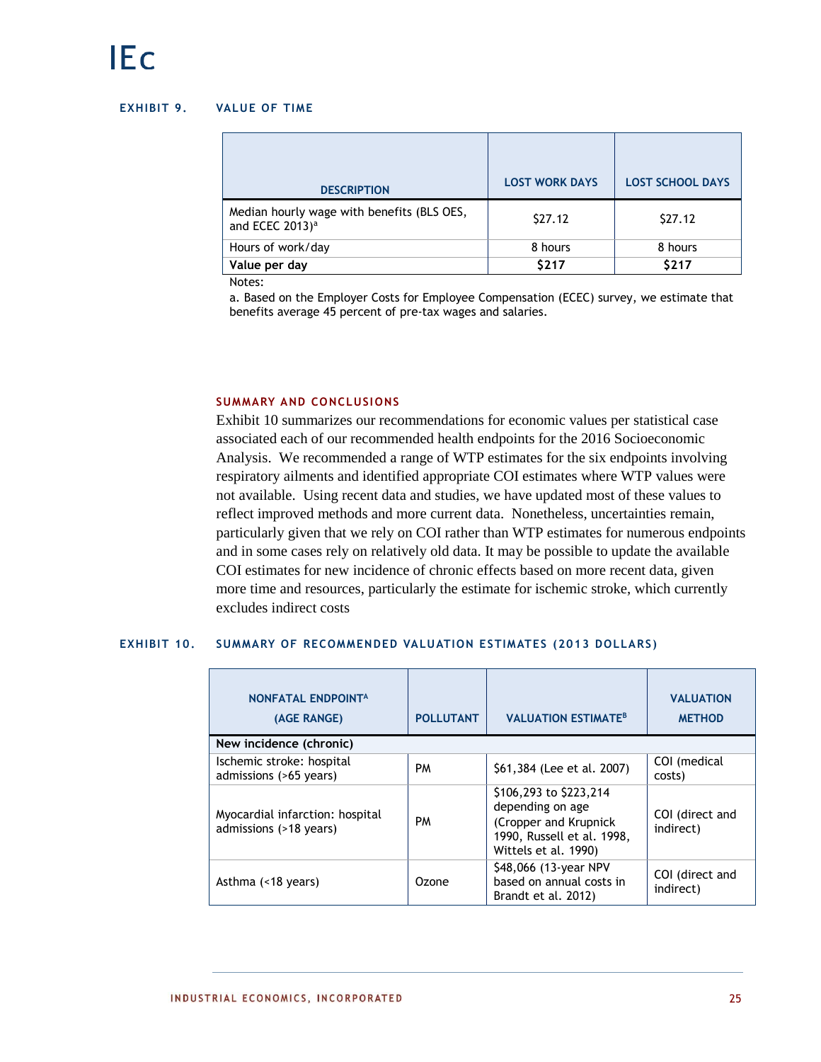**EXHIBIT 9. VALUE OF TIME**

| DESCRIPTION | LOST WORK DAYS | LOST SCHOOL DAYS |
|---|---|---|
| Median hourly wage with benefits (BLS OES, and ECEC 2013)[a] | $27.12 | $27.12 |
| Hours of work/day | 8 hours | 8 hours |
| **Value per day** | **$217** | **$217** |

Notes:

a. Based on the Employer Costs for Employee Compensation (ECEC) survey, we estimate that benefits average 45 percent of pre-tax wages and salaries.

### SUMMARY AND CONCLUSIONS

Exhibit 10 summarizes our recommendations for economic values per statistical case associated each of our recommended health endpoints for the 2016 Socioeconomic Analysis. We recommended a range of WTP estimates for the six endpoints involving respiratory ailments and identified appropriate COI estimates where WTP values were not available. Using recent data and studies, we have updated most of these values to reflect improved methods and more current data. Nonetheless, uncertainties remain, particularly given that we rely on COI rather than WTP estimates for numerous endpoints and in some cases rely on relatively old data. It may be possible to update the available COI estimates for new incidence of chronic effects based on more recent data, given more time and resources, particularly the estimate for ischemic stroke, which currently excludes indirect costs

**EXHIBIT 10. SUMMARY OF RECOMMENDED VALUATION ESTIMATES (2013 DOLLARS)**

| NONFATAL ENDPOINT[A] (AGE RANGE) | POLLUTANT | VALUATION ESTIMATE[B] | VALUATION METHOD |
|---|---|---|---|
| **New incidence (chronic)** | | | |
| Ischemic stroke: hospital admissions (>65 years) | PM | $61,384 (Lee et al. 2007) | COI (medical costs) |
| Myocardial infarction: hospital admissions (>18 years) | PM | $106,293 to $223,214 depending on age (Cropper and Krupnick 1990, Russell et al. 1998, Wittels et al. 1990) | COI (direct and indirect) |
| Asthma (<18 years) | Ozone | $48,066 (13-year NPV based on annual costs in Brandt et al. 2012) | COI (direct and indirect) |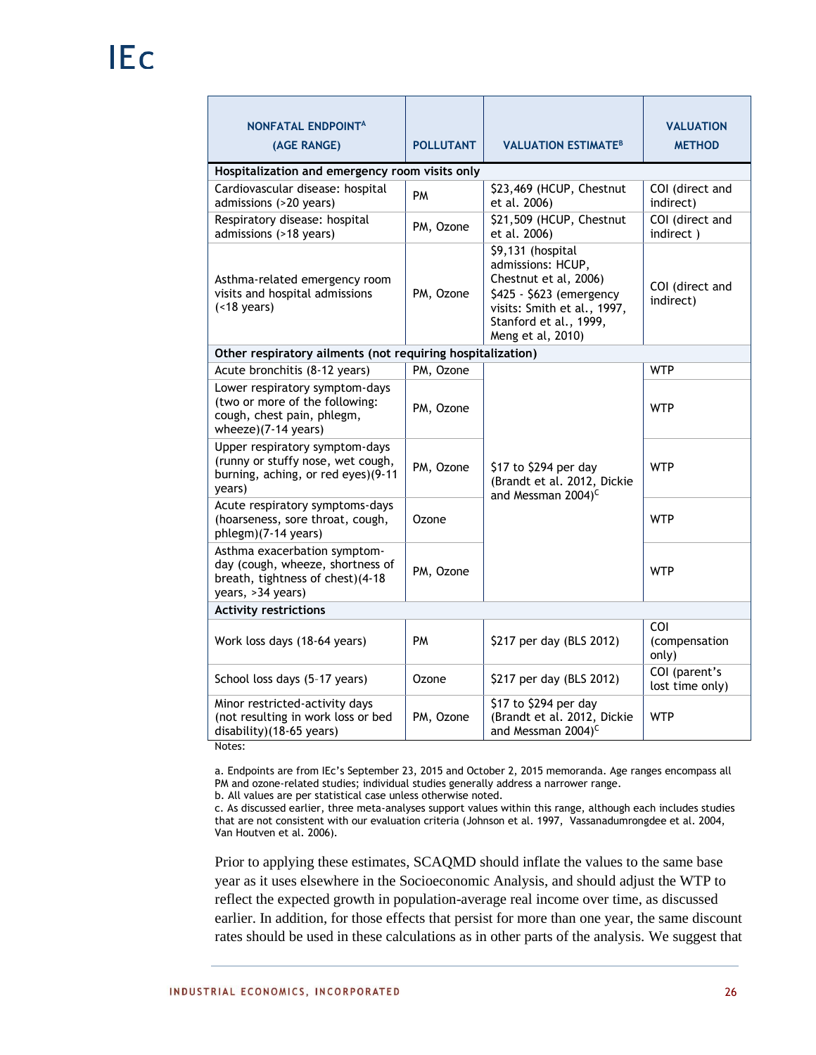| NONFATAL ENDPOINT[A] (AGE RANGE) | POLLUTANT | VALUATION ESTIMATE[B] | VALUATION METHOD |
|---|---|---|---|
| **Hospitalization and emergency room visits only** | | | |
| Cardiovascular disease: hospital admissions (>20 years) | PM | $23,469 (HCUP, Chestnut et al. 2006) | COI (direct and indirect) |
| Respiratory disease: hospital admissions (>18 years) | PM, Ozone | $21,509 (HCUP, Chestnut et al. 2006) | COI (direct and indirect ) |
| Asthma-related emergency room visits and hospital admissions (<18 years) | PM, Ozone | $9,131 (hospital admissions: HCUP, Chestnut et al, 2006) $425 - $623 (emergency visits: Smith et al., 1997, Stanford et al., 1999, Meng et al, 2010) | COI (direct and indirect) |
| **Other respiratory ailments (not requiring hospitalization)** | | | |
| Acute bronchitis (8-12 years) | PM, Ozone | $17 to $294 per day (Brandt et al. 2012, Dickie and Messman 2004)[C] | WTP |
| Lower respiratory symptom-days (two or more of the following: cough, chest pain, phlegm, wheeze)(7-14 years) | PM, Ozone | | WTP |
| Upper respiratory symptom-days (runny or stuffy nose, wet cough, burning, aching, or red eyes)(9-11 years) | PM, Ozone | | WTP |
| Acute respiratory symptoms-days (hoarseness, sore throat, cough, phlegm)(7-14 years) | Ozone | | WTP |
| Asthma exacerbation symptom-day (cough, wheeze, shortness of breath, tightness of chest)(4-18 years, >34 years) | PM, Ozone | | WTP |
| **Activity restrictions** | | | |
| Work loss days (18-64 years) | PM | $217 per day (BLS 2012) | COI (compensation only) |
| School loss days (5–17 years) | Ozone | $217 per day (BLS 2012) | COI (parent's lost time only) |
| Minor restricted-activity days (not resulting in work loss or bed disability)(18-65 years) | PM, Ozone | $17 to $294 per day (Brandt et al. 2012, Dickie and Messman 2004)[C] | WTP |

Notes:

a. Endpoints are from IEc's September 23, 2015 and October 2, 2015 memoranda. Age ranges encompass all PM and ozone-related studies; individual studies generally address a narrower range.
b. All values are per statistical case unless otherwise noted.
c. As discussed earlier, three meta-analyses support values within this range, although each includes studies that are not consistent with our evaluation criteria (Johnson et al. 1997, Vassanadumrongdee et al. 2004, Van Houtven et al. 2006).

Prior to applying these estimates, SCAQMD should inflate the values to the same base year as it uses elsewhere in the Socioeconomic Analysis, and should adjust the WTP to reflect the expected growth in population-average real income over time, as discussed earlier. In addition, for those effects that persist for more than one year, the same discount rates should be used in these calculations as in other parts of the analysis. We suggest that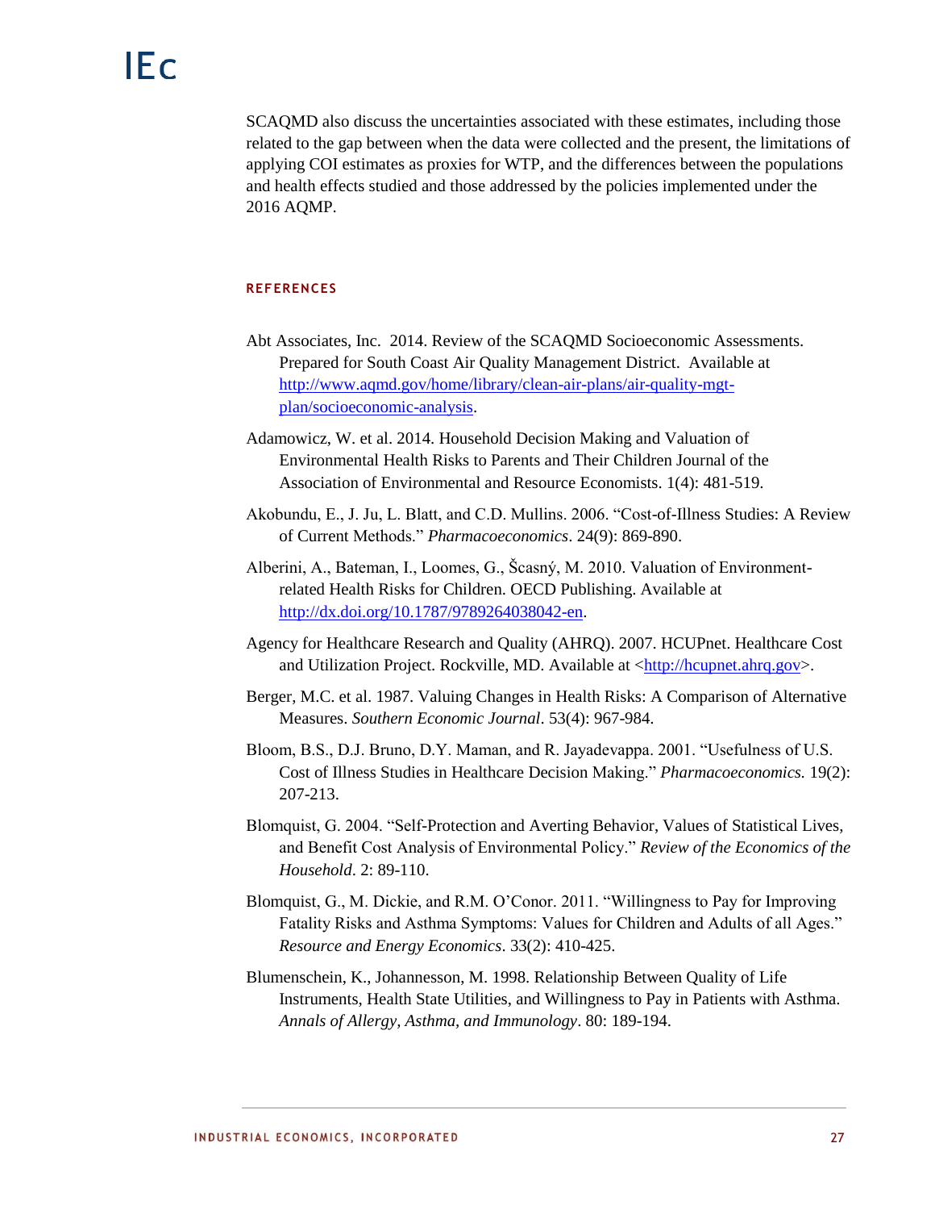SCAQMD also discuss the uncertainties associated with these estimates, including those related to the gap between when the data were collected and the present, the limitations of applying COI estimates as proxies for WTP, and the differences between the populations and health effects studied and those addressed by the policies implemented under the 2016 AQMP.

## REFERENCES

Abt Associates, Inc. 2014. Review of the SCAQMD Socioeconomic Assessments. Prepared for South Coast Air Quality Management District. Available at http://www.aqmd.gov/home/library/clean-air-plans/air-quality-mgt-plan/socioeconomic-analysis.

Adamowicz, W. et al. 2014. Household Decision Making and Valuation of Environmental Health Risks to Parents and Their Children Journal of the Association of Environmental and Resource Economists. 1(4): 481-519.

Akobundu, E., J. Ju, L. Blatt, and C.D. Mullins. 2006. "Cost-of-Illness Studies: A Review of Current Methods." *Pharmacoeconomics*. 24(9): 869-890.

Alberini, A., Bateman, I., Loomes, G., Ščasný, M. 2010. Valuation of Environment-related Health Risks for Children. OECD Publishing. Available at http://dx.doi.org/10.1787/9789264038042-en.

Agency for Healthcare Research and Quality (AHRQ). 2007. HCUPnet. Healthcare Cost and Utilization Project. Rockville, MD. Available at <http://hcupnet.ahrq.gov>.

Berger, M.C. et al. 1987. Valuing Changes in Health Risks: A Comparison of Alternative Measures. *Southern Economic Journal*. 53(4): 967-984.

Bloom, B.S., D.J. Bruno, D.Y. Maman, and R. Jayadevappa. 2001. "Usefulness of U.S. Cost of Illness Studies in Healthcare Decision Making." *Pharmacoeconomics.* 19(2): 207-213.

Blomquist, G. 2004. "Self-Protection and Averting Behavior, Values of Statistical Lives, and Benefit Cost Analysis of Environmental Policy." *Review of the Economics of the Household*. 2: 89-110.

Blomquist, G., M. Dickie, and R.M. O'Conor. 2011. "Willingness to Pay for Improving Fatality Risks and Asthma Symptoms: Values for Children and Adults of all Ages." *Resource and Energy Economics*. 33(2): 410-425.

Blumenschein, K., Johannesson, M. 1998. Relationship Between Quality of Life Instruments, Health State Utilities, and Willingness to Pay in Patients with Asthma. *Annals of Allergy, Asthma, and Immunology*. 80: 189-194.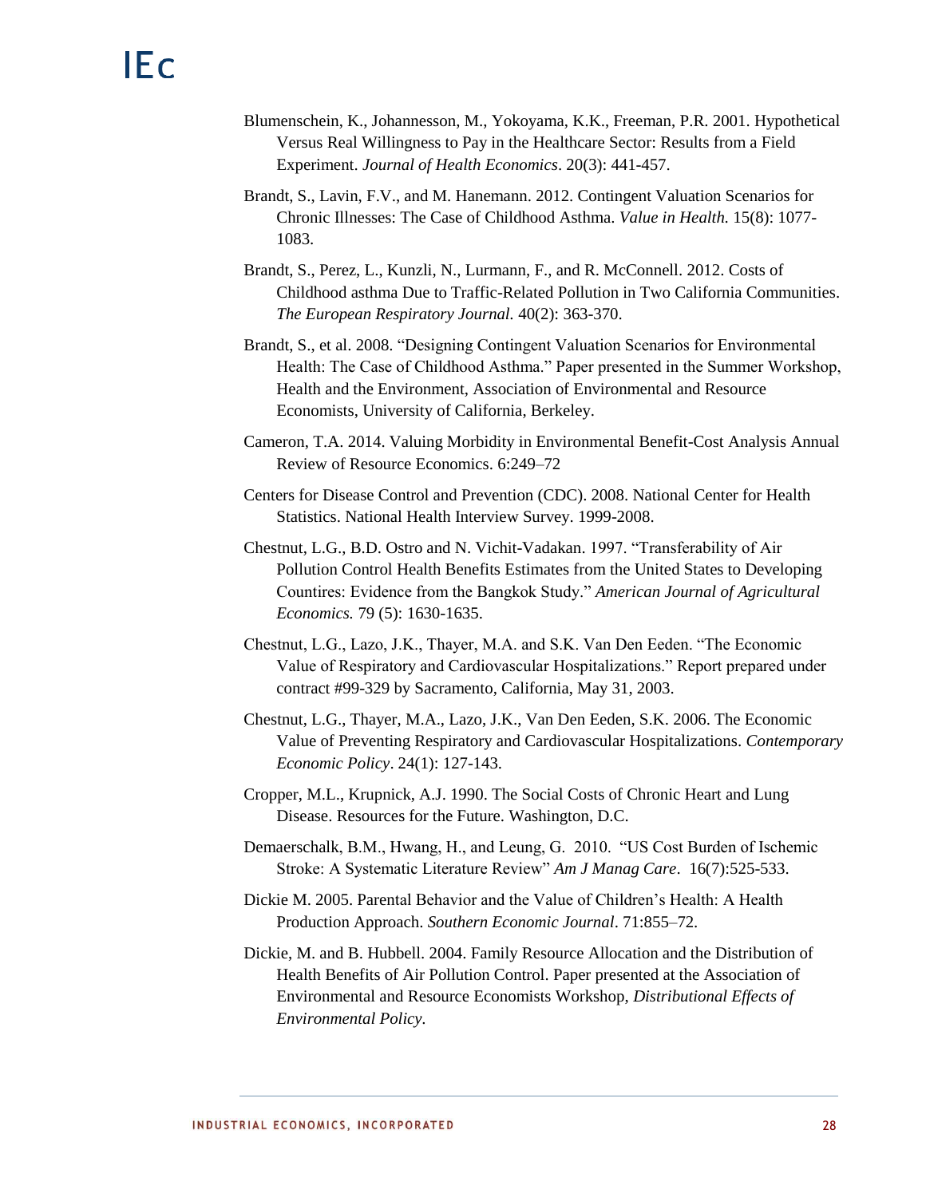Blumenschein, K., Johannesson, M., Yokoyama, K.K., Freeman, P.R. 2001. Hypothetical Versus Real Willingness to Pay in the Healthcare Sector: Results from a Field Experiment. *Journal of Health Economics*. 20(3): 441-457.

Brandt, S., Lavin, F.V., and M. Hanemann. 2012. Contingent Valuation Scenarios for Chronic Illnesses: The Case of Childhood Asthma. *Value in Health.* 15(8): 1077-1083.

Brandt, S., Perez, L., Kunzli, N., Lurmann, F., and R. McConnell. 2012. Costs of Childhood asthma Due to Traffic-Related Pollution in Two California Communities. *The European Respiratory Journal.* 40(2): 363-370.

Brandt, S., et al. 2008. "Designing Contingent Valuation Scenarios for Environmental Health: The Case of Childhood Asthma." Paper presented in the Summer Workshop, Health and the Environment, Association of Environmental and Resource Economists, University of California, Berkeley.

Cameron, T.A. 2014. Valuing Morbidity in Environmental Benefit-Cost Analysis Annual Review of Resource Economics. 6:249–72

Centers for Disease Control and Prevention (CDC). 2008. National Center for Health Statistics. National Health Interview Survey. 1999-2008.

Chestnut, L.G., B.D. Ostro and N. Vichit-Vadakan. 1997. "Transferability of Air Pollution Control Health Benefits Estimates from the United States to Developing Countires: Evidence from the Bangkok Study." *American Journal of Agricultural Economics.* 79 (5): 1630-1635.

Chestnut, L.G., Lazo, J.K., Thayer, M.A. and S.K. Van Den Eeden. "The Economic Value of Respiratory and Cardiovascular Hospitalizations." Report prepared under contract #99-329 by Sacramento, California, May 31, 2003.

Chestnut, L.G., Thayer, M.A., Lazo, J.K., Van Den Eeden, S.K. 2006. The Economic Value of Preventing Respiratory and Cardiovascular Hospitalizations. *Contemporary Economic Policy*. 24(1): 127-143.

Cropper, M.L., Krupnick, A.J. 1990. The Social Costs of Chronic Heart and Lung Disease. Resources for the Future. Washington, D.C.

Demaerschalk, B.M., Hwang, H., and Leung, G. 2010. "US Cost Burden of Ischemic Stroke: A Systematic Literature Review" *Am J Manag Care*. 16(7):525-533.

Dickie M. 2005. Parental Behavior and the Value of Children's Health: A Health Production Approach. *Southern Economic Journal*. 71:855–72.

Dickie, M. and B. Hubbell. 2004. Family Resource Allocation and the Distribution of Health Benefits of Air Pollution Control. Paper presented at the Association of Environmental and Resource Economists Workshop, *Distributional Effects of Environmental Policy*.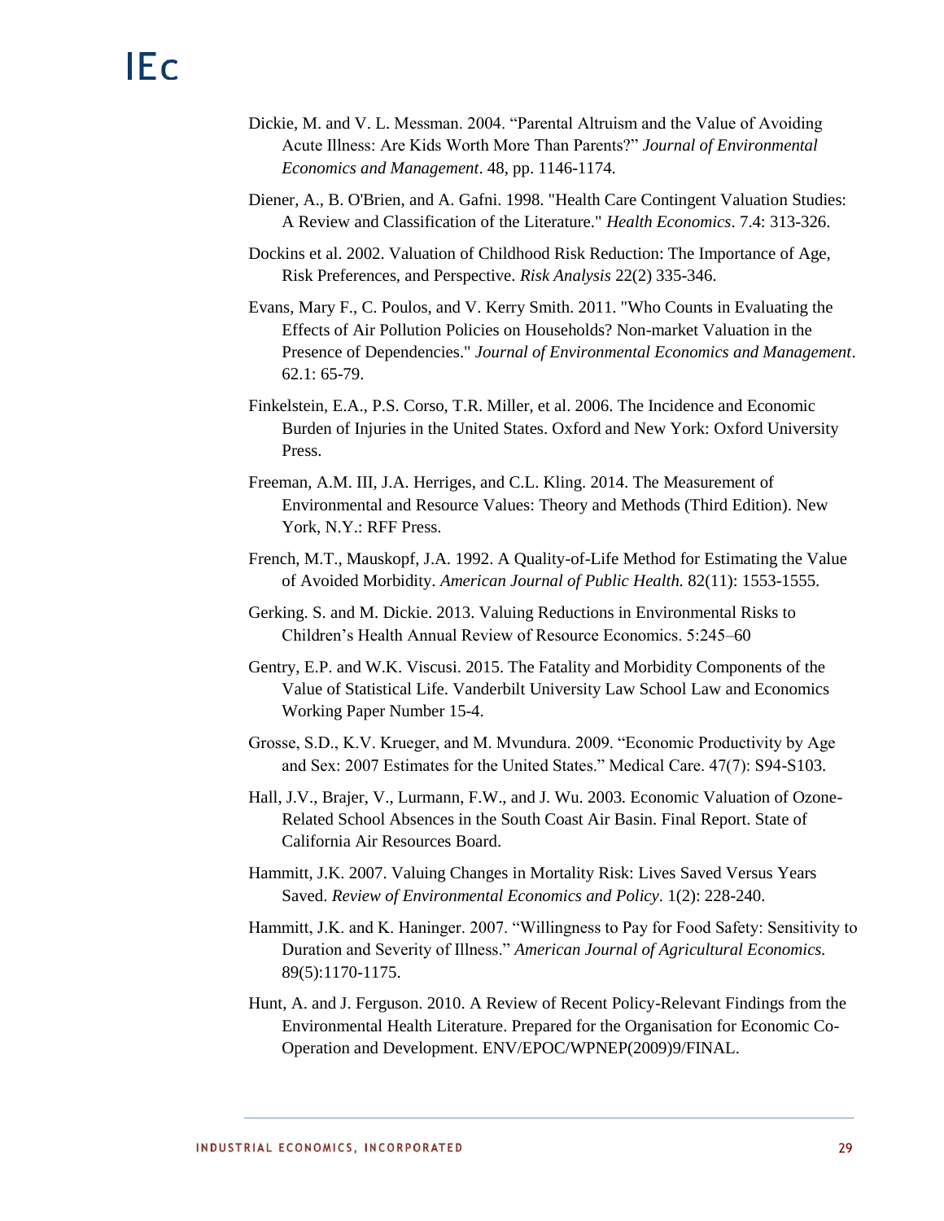Dickie, M. and V. L. Messman. 2004. "Parental Altruism and the Value of Avoiding Acute Illness: Are Kids Worth More Than Parents?" *Journal of Environmental Economics and Management*. 48, pp. 1146-1174.

Diener, A., B. O'Brien, and A. Gafni. 1998. "Health Care Contingent Valuation Studies: A Review and Classification of the Literature." *Health Economics*. 7.4: 313-326.

Dockins et al. 2002. Valuation of Childhood Risk Reduction: The Importance of Age, Risk Preferences, and Perspective. *Risk Analysis* 22(2) 335-346.

Evans, Mary F., C. Poulos, and V. Kerry Smith. 2011. "Who Counts in Evaluating the Effects of Air Pollution Policies on Households? Non-market Valuation in the Presence of Dependencies." *Journal of Environmental Economics and Management*. 62.1: 65-79.

Finkelstein, E.A., P.S. Corso, T.R. Miller, et al. 2006. The Incidence and Economic Burden of Injuries in the United States. Oxford and New York: Oxford University Press.

Freeman, A.M. III, J.A. Herriges, and C.L. Kling. 2014. The Measurement of Environmental and Resource Values: Theory and Methods (Third Edition). New York, N.Y.: RFF Press.

French, M.T., Mauskopf, J.A. 1992. A Quality-of-Life Method for Estimating the Value of Avoided Morbidity. *American Journal of Public Health.* 82(11): 1553-1555.

Gerking. S. and M. Dickie. 2013. Valuing Reductions in Environmental Risks to Children's Health Annual Review of Resource Economics. 5:245–60

Gentry, E.P. and W.K. Viscusi. 2015. The Fatality and Morbidity Components of the Value of Statistical Life. Vanderbilt University Law School Law and Economics Working Paper Number 15-4.

Grosse, S.D., K.V. Krueger, and M. Mvundura. 2009. "Economic Productivity by Age and Sex: 2007 Estimates for the United States." Medical Care. 47(7): S94-S103.

Hall, J.V., Brajer, V., Lurmann, F.W., and J. Wu. 2003. Economic Valuation of Ozone-Related School Absences in the South Coast Air Basin. Final Report. State of California Air Resources Board.

Hammitt, J.K. 2007. Valuing Changes in Mortality Risk: Lives Saved Versus Years Saved. *Review of Environmental Economics and Policy*. 1(2): 228-240.

Hammitt, J.K. and K. Haninger. 2007. "Willingness to Pay for Food Safety: Sensitivity to Duration and Severity of Illness." *American Journal of Agricultural Economics.* 89(5):1170-1175.

Hunt, A. and J. Ferguson. 2010. A Review of Recent Policy-Relevant Findings from the Environmental Health Literature. Prepared for the Organisation for Economic Co-Operation and Development. ENV/EPOC/WPNEP(2009)9/FINAL.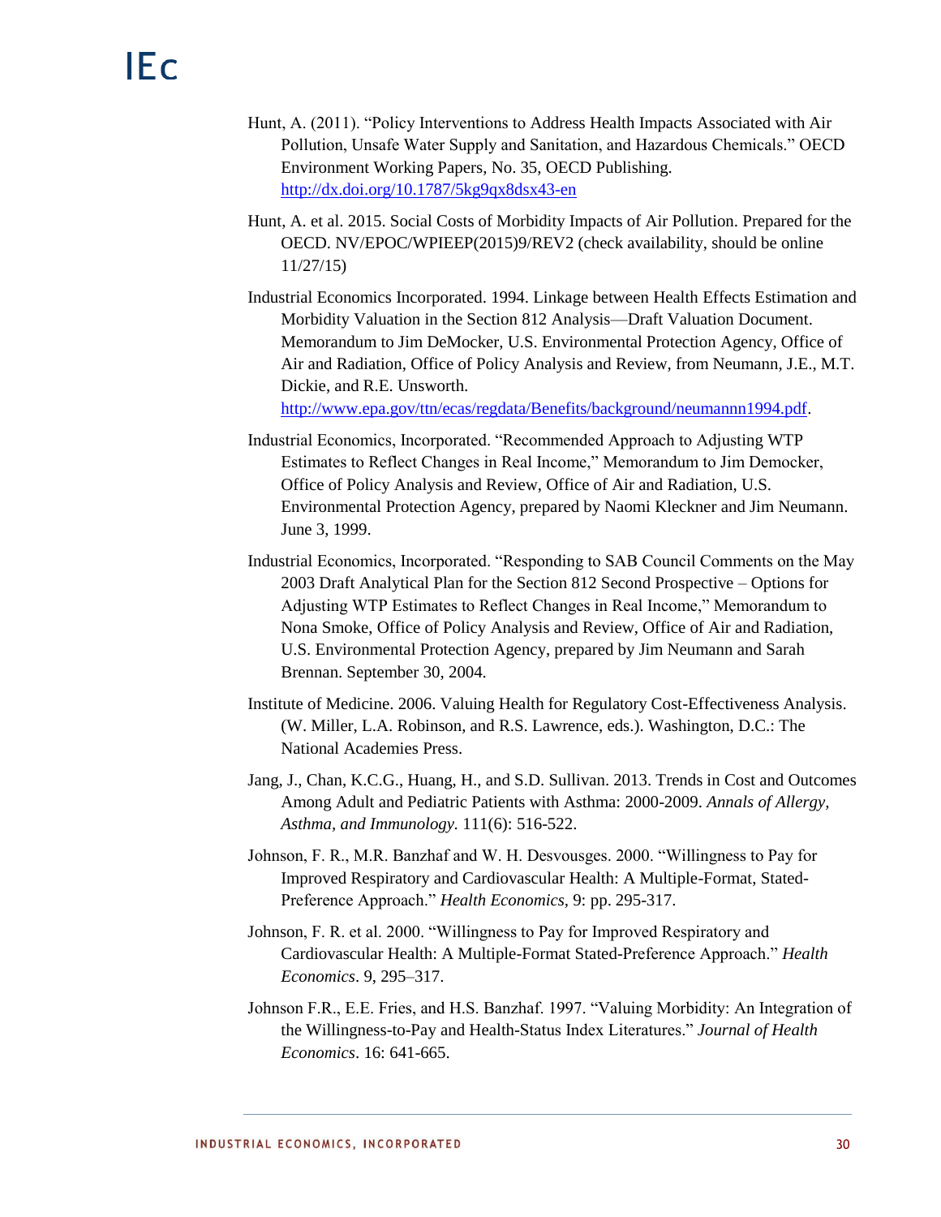Hunt, A. (2011). "Policy Interventions to Address Health Impacts Associated with Air Pollution, Unsafe Water Supply and Sanitation, and Hazardous Chemicals." OECD Environment Working Papers, No. 35, OECD Publishing. http://dx.doi.org/10.1787/5kg9qx8dsx43-en

Hunt, A. et al. 2015. Social Costs of Morbidity Impacts of Air Pollution. Prepared for the OECD. NV/EPOC/WPIEEP(2015)9/REV2 (check availability, should be online 11/27/15)

Industrial Economics Incorporated. 1994. Linkage between Health Effects Estimation and Morbidity Valuation in the Section 812 Analysis—Draft Valuation Document. Memorandum to Jim DeMocker, U.S. Environmental Protection Agency, Office of Air and Radiation, Office of Policy Analysis and Review, from Neumann, J.E., M.T. Dickie, and R.E. Unsworth. http://www.epa.gov/ttn/ecas/regdata/Benefits/background/neumannn1994.pdf.

Industrial Economics, Incorporated. "Recommended Approach to Adjusting WTP Estimates to Reflect Changes in Real Income," Memorandum to Jim Democker, Office of Policy Analysis and Review, Office of Air and Radiation, U.S. Environmental Protection Agency, prepared by Naomi Kleckner and Jim Neumann. June 3, 1999.

Industrial Economics, Incorporated. "Responding to SAB Council Comments on the May 2003 Draft Analytical Plan for the Section 812 Second Prospective – Options for Adjusting WTP Estimates to Reflect Changes in Real Income," Memorandum to Nona Smoke, Office of Policy Analysis and Review, Office of Air and Radiation, U.S. Environmental Protection Agency, prepared by Jim Neumann and Sarah Brennan. September 30, 2004.

Institute of Medicine. 2006. Valuing Health for Regulatory Cost-Effectiveness Analysis. (W. Miller, L.A. Robinson, and R.S. Lawrence, eds.). Washington, D.C.: The National Academies Press.

Jang, J., Chan, K.C.G., Huang, H., and S.D. Sullivan. 2013. Trends in Cost and Outcomes Among Adult and Pediatric Patients with Asthma: 2000-2009. *Annals of Allergy, Asthma, and Immunology.* 111(6): 516-522.

Johnson, F. R., M.R. Banzhaf and W. H. Desvousges. 2000. "Willingness to Pay for Improved Respiratory and Cardiovascular Health: A Multiple-Format, Stated-Preference Approach." *Health Economics,* 9: pp. 295-317.

Johnson, F. R. et al. 2000. "Willingness to Pay for Improved Respiratory and Cardiovascular Health: A Multiple-Format Stated-Preference Approach." *Health Economics*. 9, 295–317.

Johnson F.R., E.E. Fries, and H.S. Banzhaf. 1997. "Valuing Morbidity: An Integration of the Willingness-to-Pay and Health-Status Index Literatures." *Journal of Health Economics*. 16: 641-665.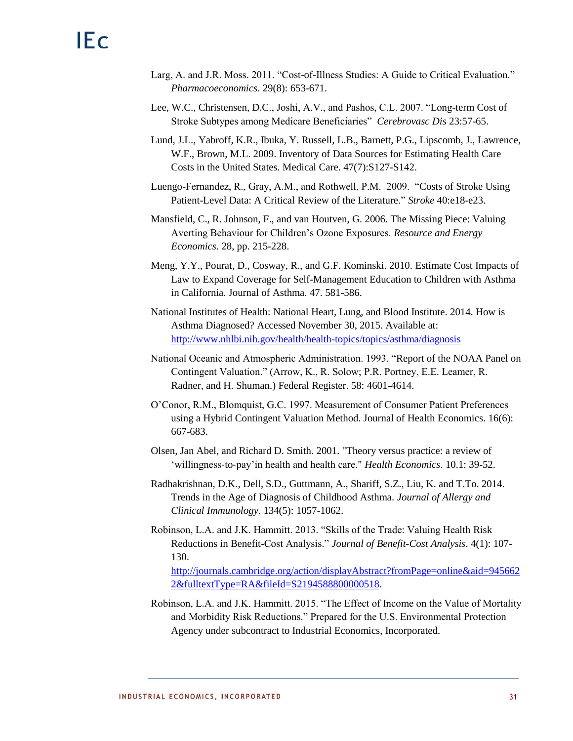Larg, A. and J.R. Moss. 2011. "Cost-of-Illness Studies: A Guide to Critical Evaluation." *Pharmacoeconomics*. 29(8): 653-671.

Lee, W.C., Christensen, D.C., Joshi, A.V., and Pashos, C.L. 2007. "Long-term Cost of Stroke Subtypes among Medicare Beneficiaries" *Cerebrovasc Dis* 23:57-65.

Lund, J.L., Yabroff, K.R., Ibuka, Y. Russell, L.B., Barnett, P.G., Lipscomb, J., Lawrence, W.F., Brown, M.L. 2009. Inventory of Data Sources for Estimating Health Care Costs in the United States. Medical Care. 47(7):S127-S142.

Luengo-Fernandez, R., Gray, A.M., and Rothwell, P.M. 2009. "Costs of Stroke Using Patient-Level Data: A Critical Review of the Literature." *Stroke* 40:e18-e23.

Mansfield, C., R. Johnson, F., and van Houtven, G. 2006. The Missing Piece: Valuing Averting Behaviour for Children's Ozone Exposures. *Resource and Energy Economics*. 28, pp. 215-228.

Meng, Y.Y., Pourat, D., Cosway, R., and G.F. Kominski. 2010. Estimate Cost Impacts of Law to Expand Coverage for Self-Management Education to Children with Asthma in California. Journal of Asthma. 47. 581-586.

National Institutes of Health: National Heart, Lung, and Blood Institute. 2014. How is Asthma Diagnosed? Accessed November 30, 2015. Available at: http://www.nhlbi.nih.gov/health/health-topics/topics/asthma/diagnosis

National Oceanic and Atmospheric Administration. 1993. "Report of the NOAA Panel on Contingent Valuation." (Arrow, K., R. Solow; P.R. Portney, E.E. Leamer, R. Radner, and H. Shuman.) Federal Register. 58: 4601-4614.

O'Conor, R.M., Blomquist, G.C. 1997. Measurement of Consumer Patient Preferences using a Hybrid Contingent Valuation Method. Journal of Health Economics. 16(6): 667-683.

Olsen, Jan Abel, and Richard D. Smith. 2001. "Theory versus practice: a review of 'willingness-to-pay'in health and health care." *Health Economics*. 10.1: 39-52.

Radhakrishnan, D.K., Dell, S.D., Guttmann, A., Shariff, S.Z., Liu, K. and T.To. 2014. Trends in the Age of Diagnosis of Childhood Asthma. *Journal of Allergy and Clinical Immunology*. 134(5): 1057-1062.

Robinson, L.A. and J.K. Hammitt. 2013. "Skills of the Trade: Valuing Health Risk Reductions in Benefit-Cost Analysis." *Journal of Benefit-Cost Analysis*. 4(1): 107-130. http://journals.cambridge.org/action/displayAbstract?fromPage=online&aid=9456622&fulltextType=RA&fileId=S2194588800000518.

Robinson, L.A. and J.K. Hammitt. 2015. "The Effect of Income on the Value of Mortality and Morbidity Risk Reductions." Prepared for the U.S. Environmental Protection Agency under subcontract to Industrial Economics, Incorporated.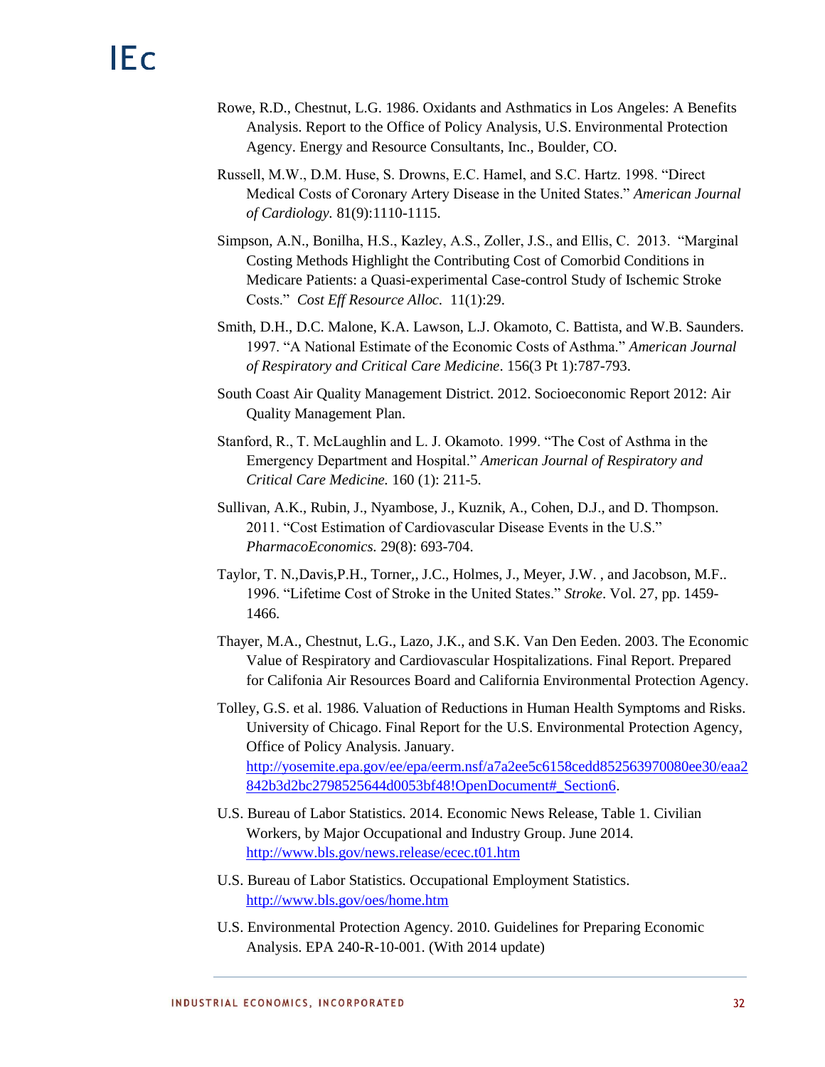Rowe, R.D., Chestnut, L.G. 1986. Oxidants and Asthmatics in Los Angeles: A Benefits Analysis. Report to the Office of Policy Analysis, U.S. Environmental Protection Agency. Energy and Resource Consultants, Inc., Boulder, CO.

Russell, M.W., D.M. Huse, S. Drowns, E.C. Hamel, and S.C. Hartz. 1998. "Direct Medical Costs of Coronary Artery Disease in the United States." *American Journal of Cardiology.* 81(9):1110-1115.

Simpson, A.N., Bonilha, H.S., Kazley, A.S., Zoller, J.S., and Ellis, C. 2013. "Marginal Costing Methods Highlight the Contributing Cost of Comorbid Conditions in Medicare Patients: a Quasi-experimental Case-control Study of Ischemic Stroke Costs." *Cost Eff Resource Alloc.* 11(1):29.

Smith, D.H., D.C. Malone, K.A. Lawson, L.J. Okamoto, C. Battista, and W.B. Saunders. 1997. "A National Estimate of the Economic Costs of Asthma." *American Journal of Respiratory and Critical Care Medicine*. 156(3 Pt 1):787-793.

South Coast Air Quality Management District. 2012. Socioeconomic Report 2012: Air Quality Management Plan.

Stanford, R., T. McLaughlin and L. J. Okamoto. 1999. "The Cost of Asthma in the Emergency Department and Hospital." *American Journal of Respiratory and Critical Care Medicine.* 160 (1): 211-5.

Sullivan, A.K., Rubin, J., Nyambose, J., Kuznik, A., Cohen, D.J., and D. Thompson. 2011. "Cost Estimation of Cardiovascular Disease Events in the U.S." *PharmacoEconomics.* 29(8): 693-704.

Taylor, T. N.,Davis,P.H., Torner,, J.C., Holmes, J., Meyer, J.W. , and Jacobson, M.F.. 1996. "Lifetime Cost of Stroke in the United States." *Stroke*. Vol. 27, pp. 1459-1466.

Thayer, M.A., Chestnut, L.G., Lazo, J.K., and S.K. Van Den Eeden. 2003. The Economic Value of Respiratory and Cardiovascular Hospitalizations. Final Report. Prepared for Califonia Air Resources Board and California Environmental Protection Agency.

Tolley, G.S. et al. 1986. Valuation of Reductions in Human Health Symptoms and Risks. University of Chicago. Final Report for the U.S. Environmental Protection Agency, Office of Policy Analysis. January. http://yosemite.epa.gov/ee/epa/eerm.nsf/a7a2ee5c6158cedd852563970080ee30/eaa2842b3d2bc2798525644d0053bf48!OpenDocument#_Section6.

U.S. Bureau of Labor Statistics. 2014. Economic News Release, Table 1. Civilian Workers, by Major Occupational and Industry Group. June 2014. http://www.bls.gov/news.release/ecec.t01.htm

U.S. Bureau of Labor Statistics. Occupational Employment Statistics. http://www.bls.gov/oes/home.htm

U.S. Environmental Protection Agency. 2010. Guidelines for Preparing Economic Analysis. EPA 240-R-10-001. (With 2014 update)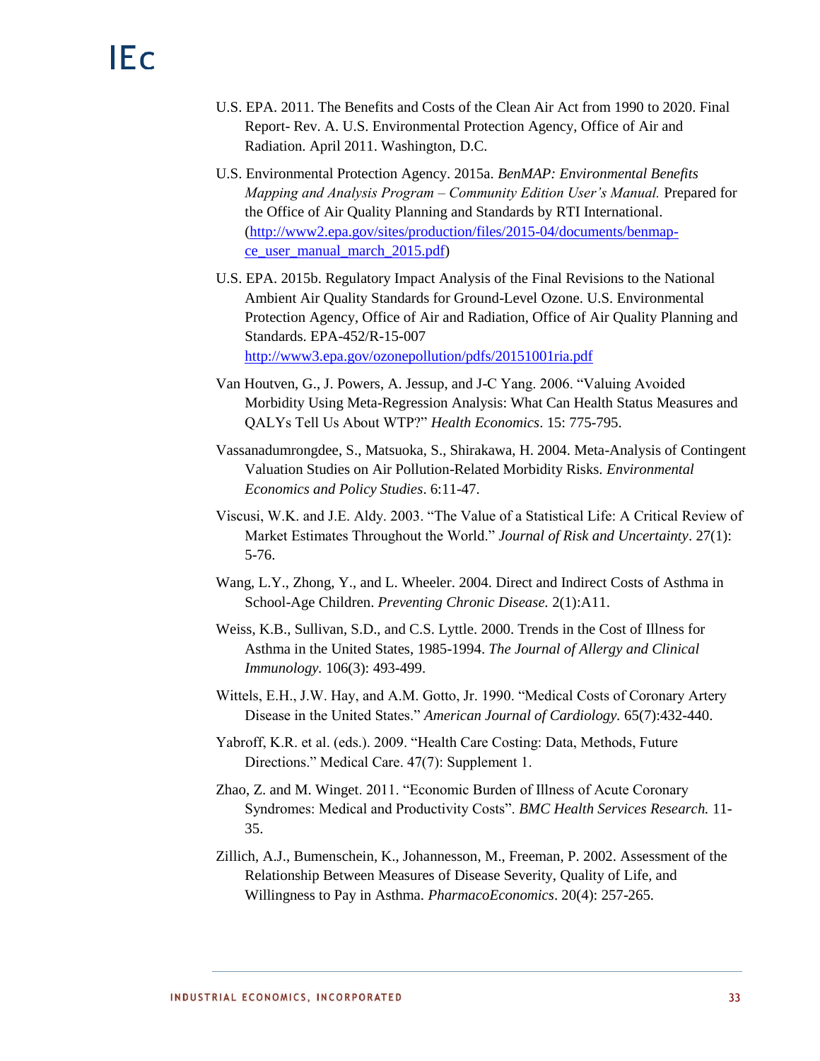U.S. EPA. 2011. The Benefits and Costs of the Clean Air Act from 1990 to 2020. Final Report- Rev. A. U.S. Environmental Protection Agency, Office of Air and Radiation. April 2011. Washington, D.C.

U.S. Environmental Protection Agency. 2015a. *BenMAP: Environmental Benefits Mapping and Analysis Program – Community Edition User's Manual.* Prepared for the Office of Air Quality Planning and Standards by RTI International. (http://www2.epa.gov/sites/production/files/2015-04/documents/benmap-ce_user_manual_march_2015.pdf)

U.S. EPA. 2015b. Regulatory Impact Analysis of the Final Revisions to the National Ambient Air Quality Standards for Ground-Level Ozone. U.S. Environmental Protection Agency, Office of Air and Radiation, Office of Air Quality Planning and Standards. EPA-452/R-15-007 http://www3.epa.gov/ozonepollution/pdfs/20151001ria.pdf

Van Houtven, G., J. Powers, A. Jessup, and J-C Yang. 2006. "Valuing Avoided Morbidity Using Meta-Regression Analysis: What Can Health Status Measures and QALYs Tell Us About WTP?" *Health Economics*. 15: 775-795.

Vassanadumrongdee, S., Matsuoka, S., Shirakawa, H. 2004. Meta-Analysis of Contingent Valuation Studies on Air Pollution-Related Morbidity Risks. *Environmental Economics and Policy Studies*. 6:11-47.

Viscusi, W.K. and J.E. Aldy. 2003. "The Value of a Statistical Life: A Critical Review of Market Estimates Throughout the World." *Journal of Risk and Uncertainty*. 27(1): 5-76.

Wang, L.Y., Zhong, Y., and L. Wheeler. 2004. Direct and Indirect Costs of Asthma in School-Age Children. *Preventing Chronic Disease.* 2(1):A11.

Weiss, K.B., Sullivan, S.D., and C.S. Lyttle. 2000. Trends in the Cost of Illness for Asthma in the United States, 1985-1994. *The Journal of Allergy and Clinical Immunology.* 106(3): 493-499.

Wittels, E.H., J.W. Hay, and A.M. Gotto, Jr. 1990. "Medical Costs of Coronary Artery Disease in the United States." *American Journal of Cardiology.* 65(7):432-440.

Yabroff, K.R. et al. (eds.). 2009. "Health Care Costing: Data, Methods, Future Directions." Medical Care. 47(7): Supplement 1.

Zhao, Z. and M. Winget. 2011. "Economic Burden of Illness of Acute Coronary Syndromes: Medical and Productivity Costs". *BMC Health Services Research.* 11-35.

Zillich, A.J., Bumenschein, K., Johannesson, M., Freeman, P. 2002. Assessment of the Relationship Between Measures of Disease Severity, Quality of Life, and Willingness to Pay in Asthma. *PharmacoEconomics*. 20(4): 257-265.